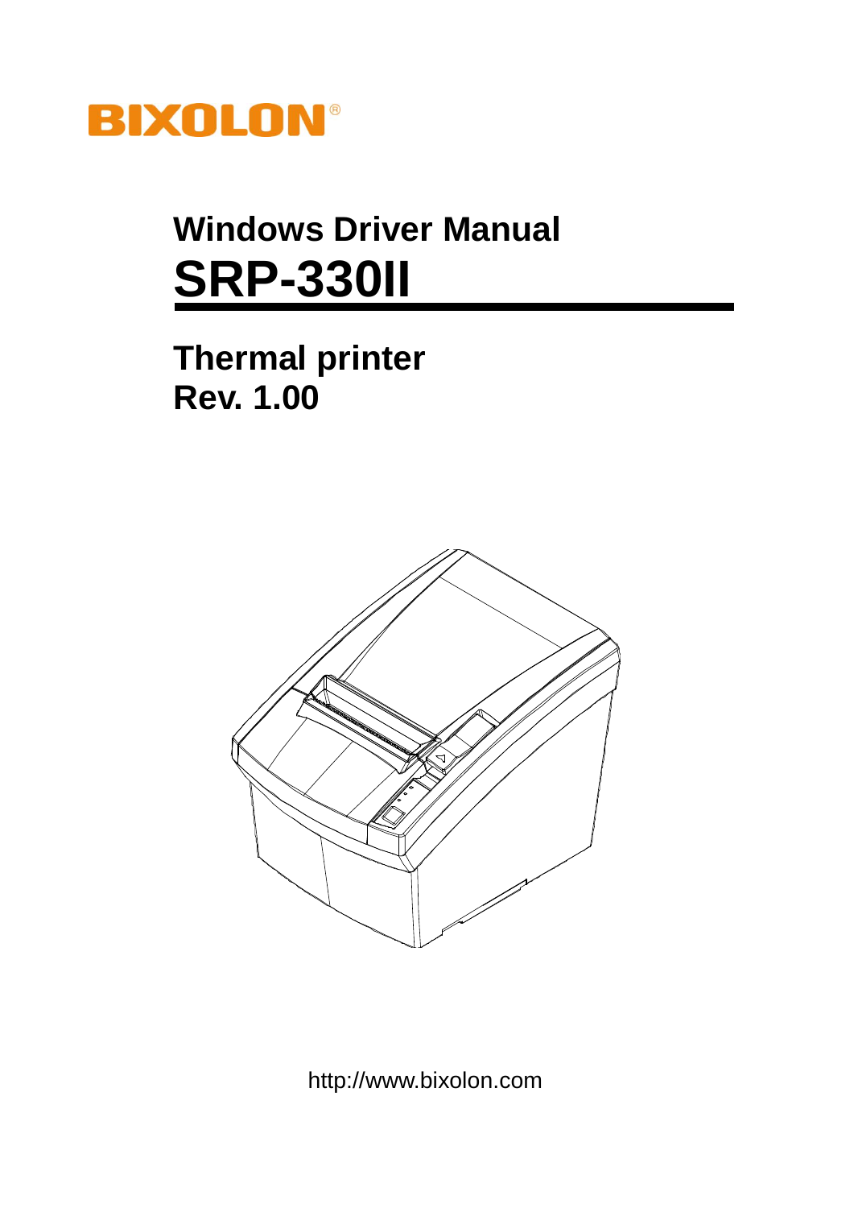BIXOLON®

# Windows Driver Manual

# SRP-330II

## Thermal printer
## Rev. 1.00

http://www.bixolon.com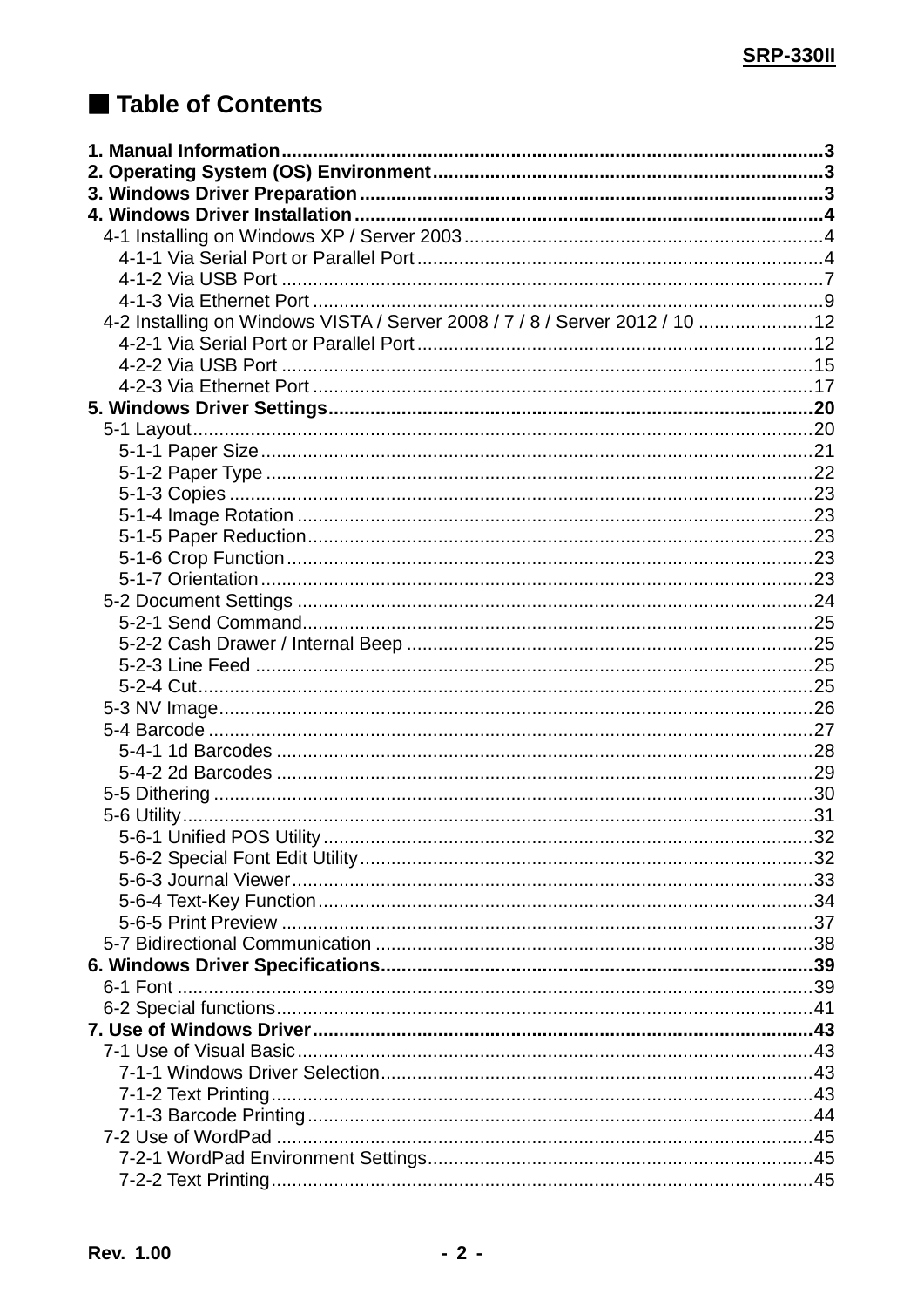## ■ Table of Contents

**1. Manual Information** ........................................................ **3**
**2. Operating System (OS) Environment** ........................................................ **3**
**3. Windows Driver Preparation** ........................................................ **3**
**4. Windows Driver Installation** ........................................................ **4**
- 4-1 Installing on Windows XP / Server 2003 ........................................................ 4
  - 4-1-1 Via Serial Port or Parallel Port ........................................................ 4
  - 4-1-2 Via USB Port ........................................................ 7
  - 4-1-3 Via Ethernet Port ........................................................ 9
- 4-2 Installing on Windows VISTA / Server 2008 / 7 / 8 / Server 2012 / 10 ........................................................ 12
  - 4-2-1 Via Serial Port or Parallel Port ........................................................ 12
  - 4-2-2 Via USB Port ........................................................ 15
  - 4-2-3 Via Ethernet Port ........................................................ 17

**5. Windows Driver Settings** ........................................................ **20**
- 5-1 Layout ........................................................ 20
  - 5-1-1 Paper Size ........................................................ 21
  - 5-1-2 Paper Type ........................................................ 22
  - 5-1-3 Copies ........................................................ 23
  - 5-1-4 Image Rotation ........................................................ 23
  - 5-1-5 Paper Reduction ........................................................ 23
  - 5-1-6 Crop Function ........................................................ 23
  - 5-1-7 Orientation ........................................................ 23
- 5-2 Document Settings ........................................................ 24
  - 5-2-1 Send Command ........................................................ 25
  - 5-2-2 Cash Drawer / Internal Beep ........................................................ 25
  - 5-2-3 Line Feed ........................................................ 25
  - 5-2-4 Cut ........................................................ 25
- 5-3 NV Image ........................................................ 26
- 5-4 Barcode ........................................................ 27
  - 5-4-1 1d Barcodes ........................................................ 28
  - 5-4-2 2d Barcodes ........................................................ 29
- 5-5 Dithering ........................................................ 30
- 5-6 Utility ........................................................ 31
  - 5-6-1 Unified POS Utility ........................................................ 32
  - 5-6-2 Special Font Edit Utility ........................................................ 32
  - 5-6-3 Journal Viewer ........................................................ 33
  - 5-6-4 Text-Key Function ........................................................ 34
  - 5-6-5 Print Preview ........................................................ 37
- 5-7 Bidirectional Communication ........................................................ 38

**6. Windows Driver Specifications** ........................................................ **39**
- 6-1 Font ........................................................ 39
- 6-2 Special functions ........................................................ 41

**7. Use of Windows Driver** ........................................................ **43**
- 7-1 Use of Visual Basic ........................................................ 43
  - 7-1-1 Windows Driver Selection ........................................................ 43
  - 7-1-2 Text Printing ........................................................ 43
  - 7-1-3 Barcode Printing ........................................................ 44
- 7-2 Use of WordPad ........................................................ 45
  - 7-2-1 WordPad Environment Settings ........................................................ 45
  - 7-2-2 Text Printing ........................................................ 45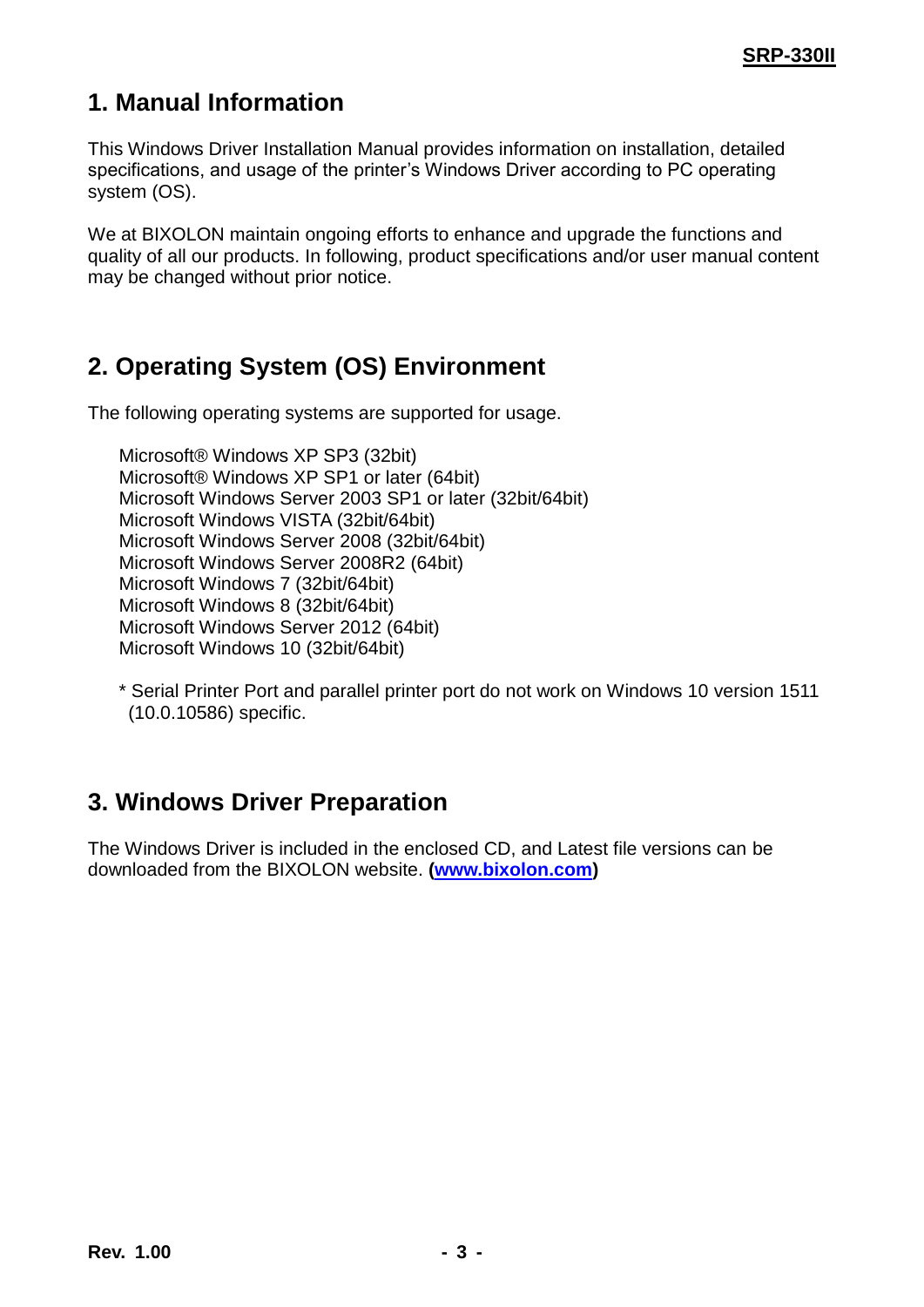## 1. Manual Information

This Windows Driver Installation Manual provides information on installation, detailed specifications, and usage of the printer's Windows Driver according to PC operating system (OS).

We at BIXOLON maintain ongoing efforts to enhance and upgrade the functions and quality of all our products. In following, product specifications and/or user manual content may be changed without prior notice.

## 2. Operating System (OS) Environment

The following operating systems are supported for usage.

Microsoft® Windows XP SP3 (32bit)
Microsoft® Windows XP SP1 or later (64bit)
Microsoft Windows Server 2003 SP1 or later (32bit/64bit)
Microsoft Windows VISTA (32bit/64bit)
Microsoft Windows Server 2008 (32bit/64bit)
Microsoft Windows Server 2008R2 (64bit)
Microsoft Windows 7 (32bit/64bit)
Microsoft Windows 8 (32bit/64bit)
Microsoft Windows Server 2012 (64bit)
Microsoft Windows 10 (32bit/64bit)

\* Serial Printer Port and parallel printer port do not work on Windows 10 version 1511 (10.0.10586) specific.

## 3. Windows Driver Preparation

The Windows Driver is included in the enclosed CD, and Latest file versions can be downloaded from the BIXOLON website. **(www.bixolon.com)**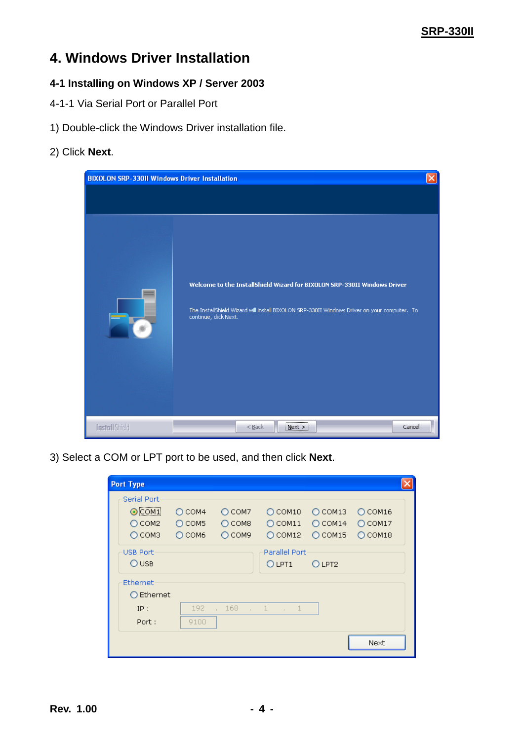# 4. Windows Driver Installation

## 4-1 Installing on Windows XP / Server 2003

4-1-1 Via Serial Port or Parallel Port

1) Double-click the Windows Driver installation file.

2) Click **Next**.

3) Select a COM or LPT port to be used, and then click **Next**.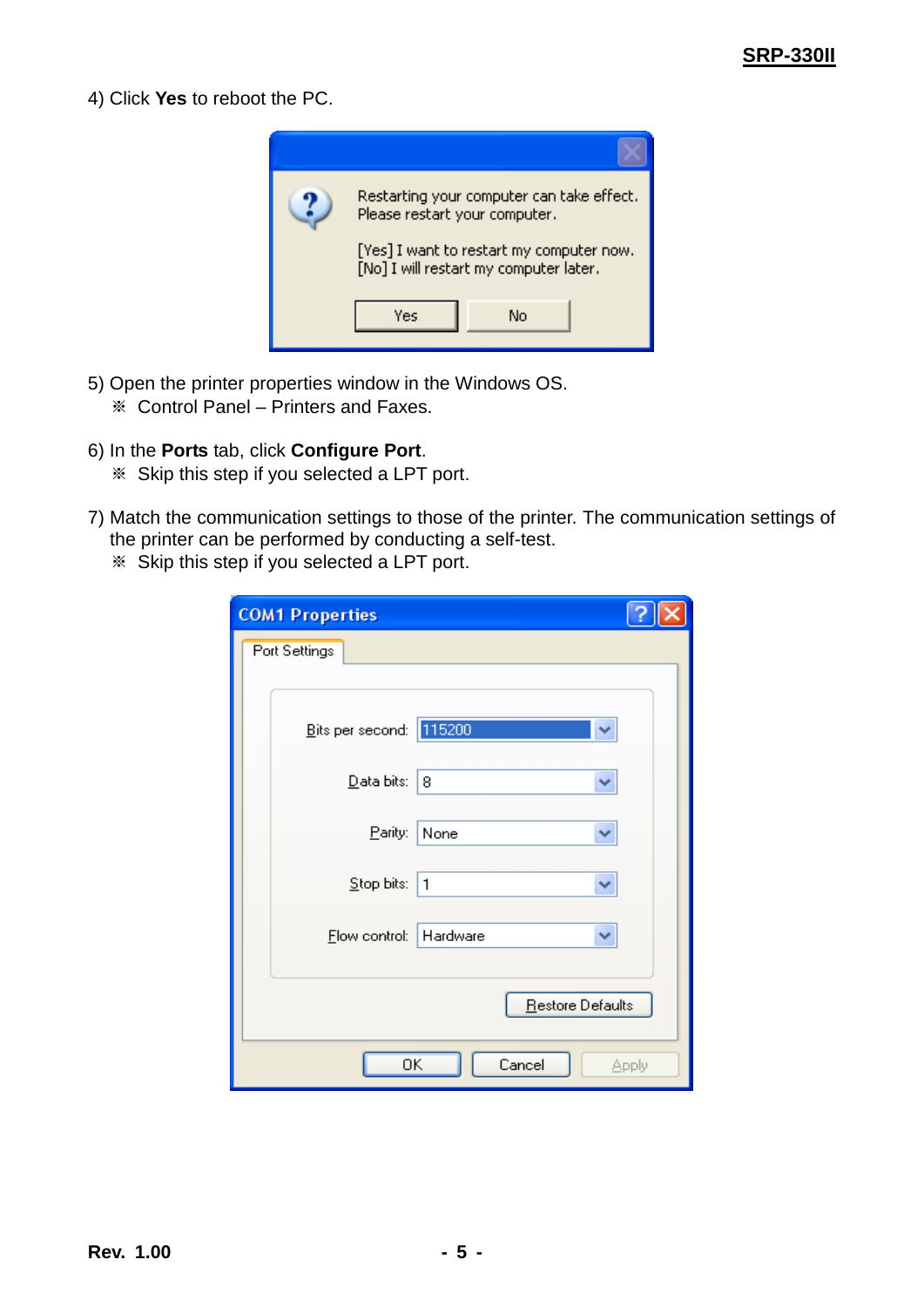4) Click **Yes** to reboot the PC.

5) Open the printer properties window in the Windows OS.
   ※ Control Panel – Printers and Faxes.

6) In the **Ports** tab, click **Configure Port**.
   ※ Skip this step if you selected a LPT port.

7) Match the communication settings to those of the printer. The communication settings of the printer can be performed by conducting a self-test.
   ※ Skip this step if you selected a LPT port.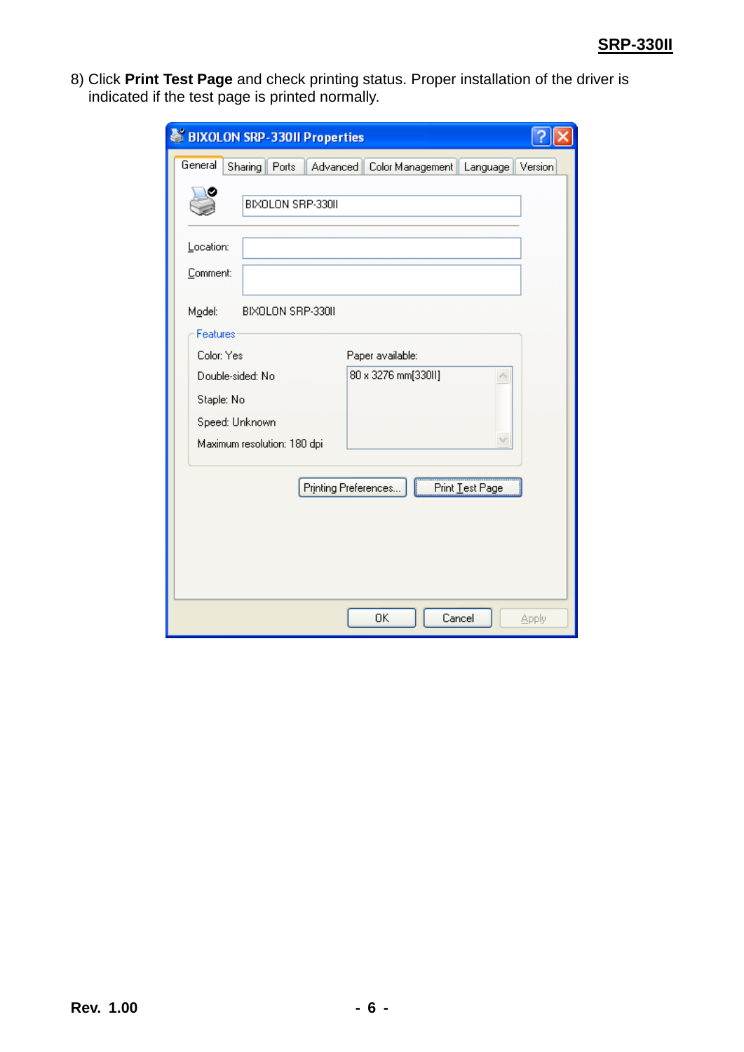8) Click **Print Test Page** and check printing status. Proper installation of the driver is indicated if the test page is printed normally.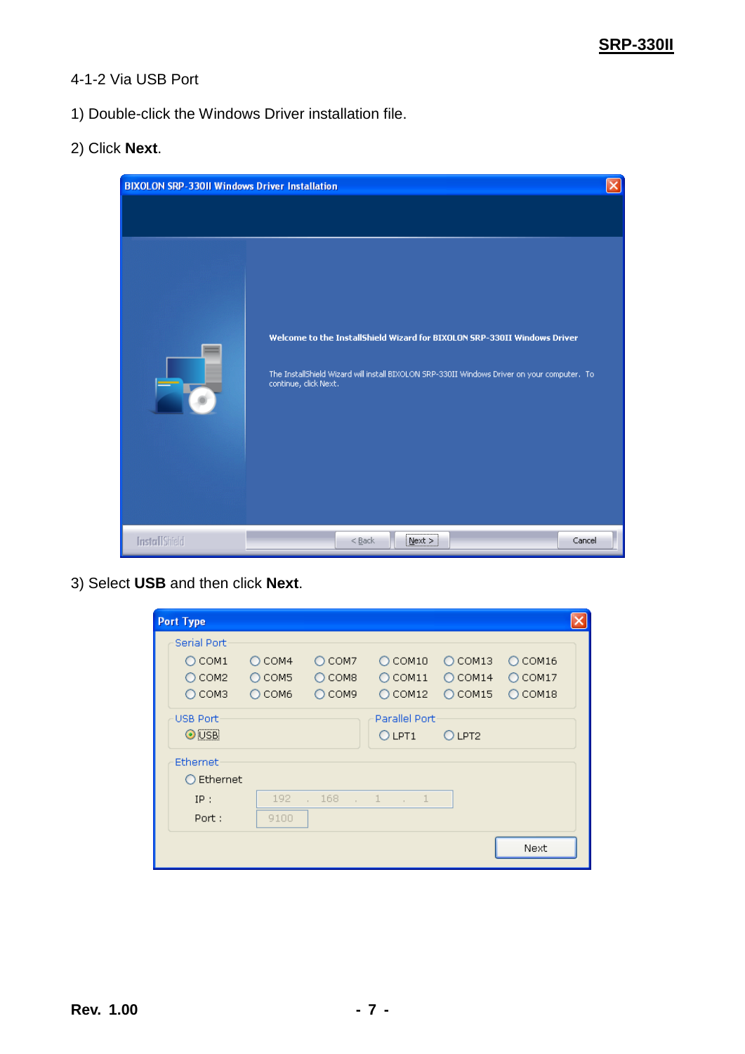4-1-2 Via USB Port

1) Double-click the Windows Driver installation file.

2) Click **Next**.

3) Select **USB** and then click **Next**.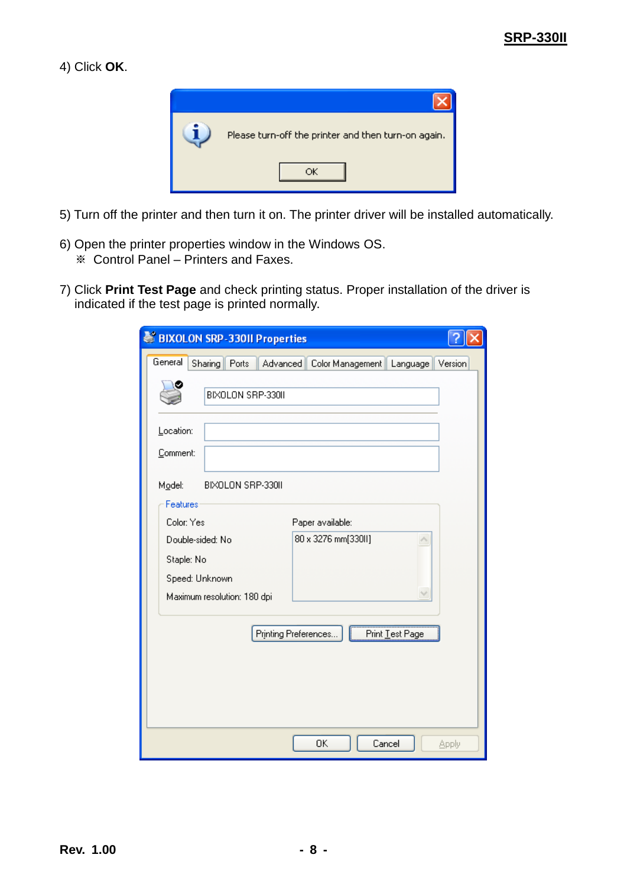4) Click **OK**.

5) Turn off the printer and then turn it on. The printer driver will be installed automatically.

6) Open the printer properties window in the Windows OS.
   ※ Control Panel – Printers and Faxes.

7) Click **Print Test Page** and check printing status. Proper installation of the driver is indicated if the test page is printed normally.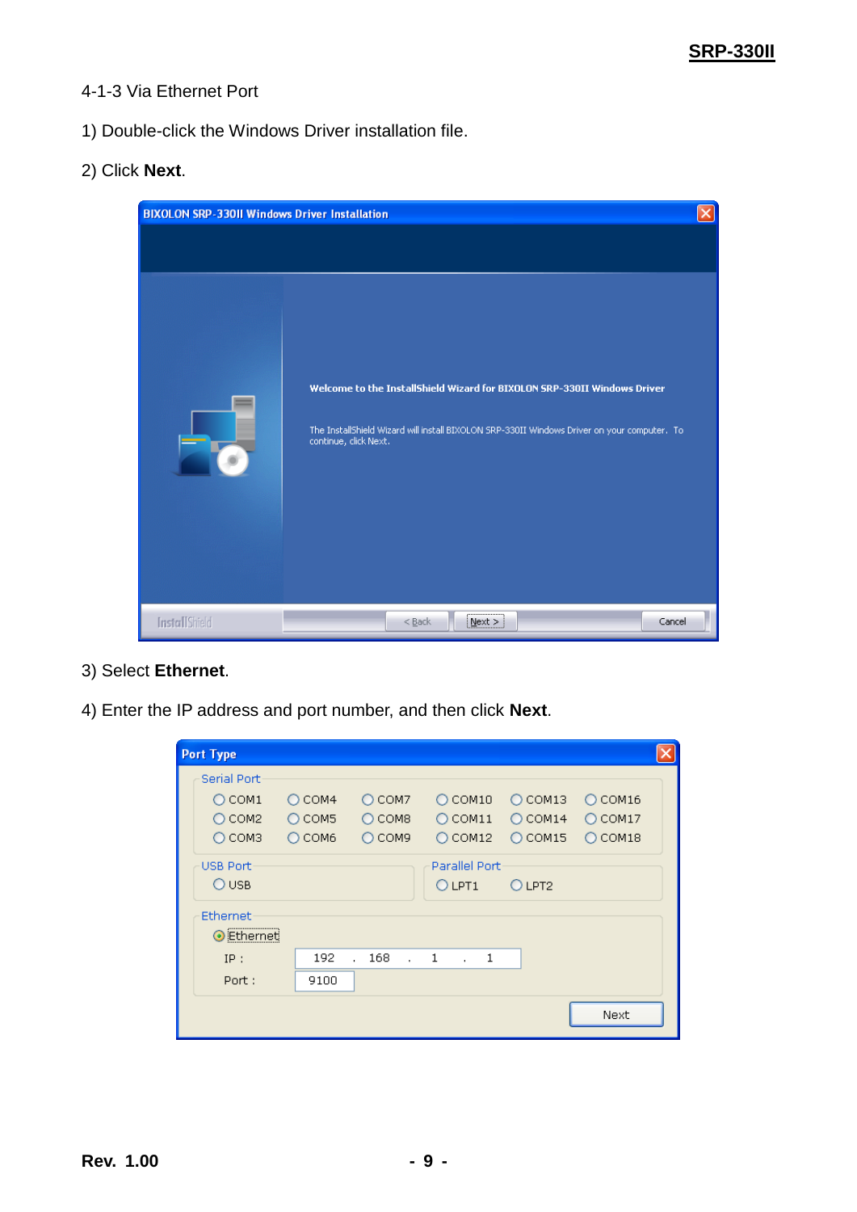4-1-3 Via Ethernet Port

1) Double-click the Windows Driver installation file.

2) Click **Next**.

3) Select **Ethernet**.

4) Enter the IP address and port number, and then click **Next**.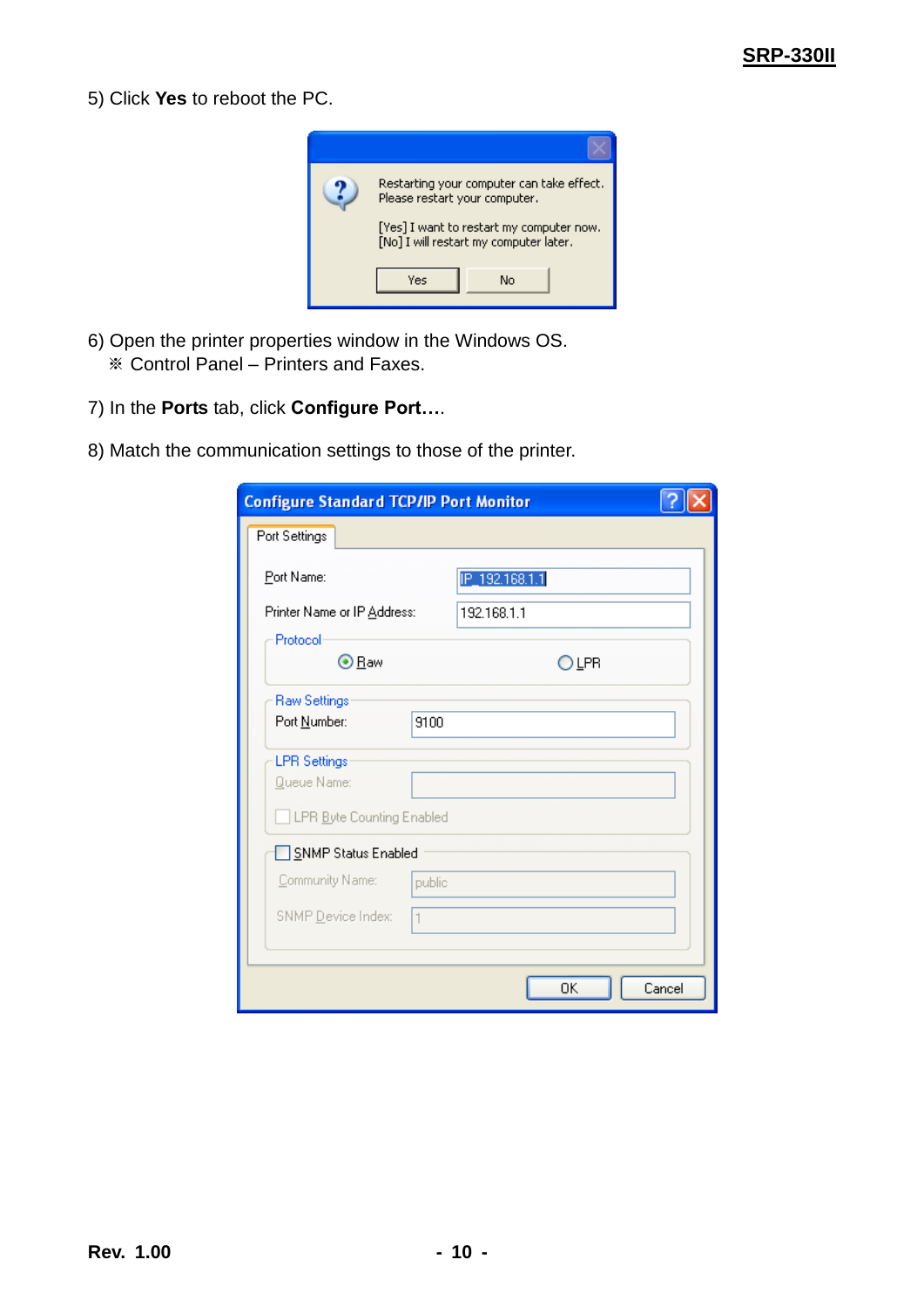5) Click **Yes** to reboot the PC.

Restarting your computer can take effect.
Please restart your computer.

[Yes] I want to restart my computer now.
[No] I will restart my computer later.

Yes No

6) Open the printer properties window in the Windows OS.
※ Control Panel – Printers and Faxes.

7) In the **Ports** tab, click **Configure Port…**.

8) Match the communication settings to those of the printer.

**Configure Standard TCP/IP Port Monitor**

Port Settings

Port Name: IP_192.168.1.1

Printer Name or IP Address: 192.168.1.1

Protocol
- Raw (selected)
- LPR

Raw Settings
Port Number: 9100

LPR Settings
Queue Name:
LPR Byte Counting Enabled

SNMP Status Enabled
Community Name: public
SNMP Device Index: 1

OK Cancel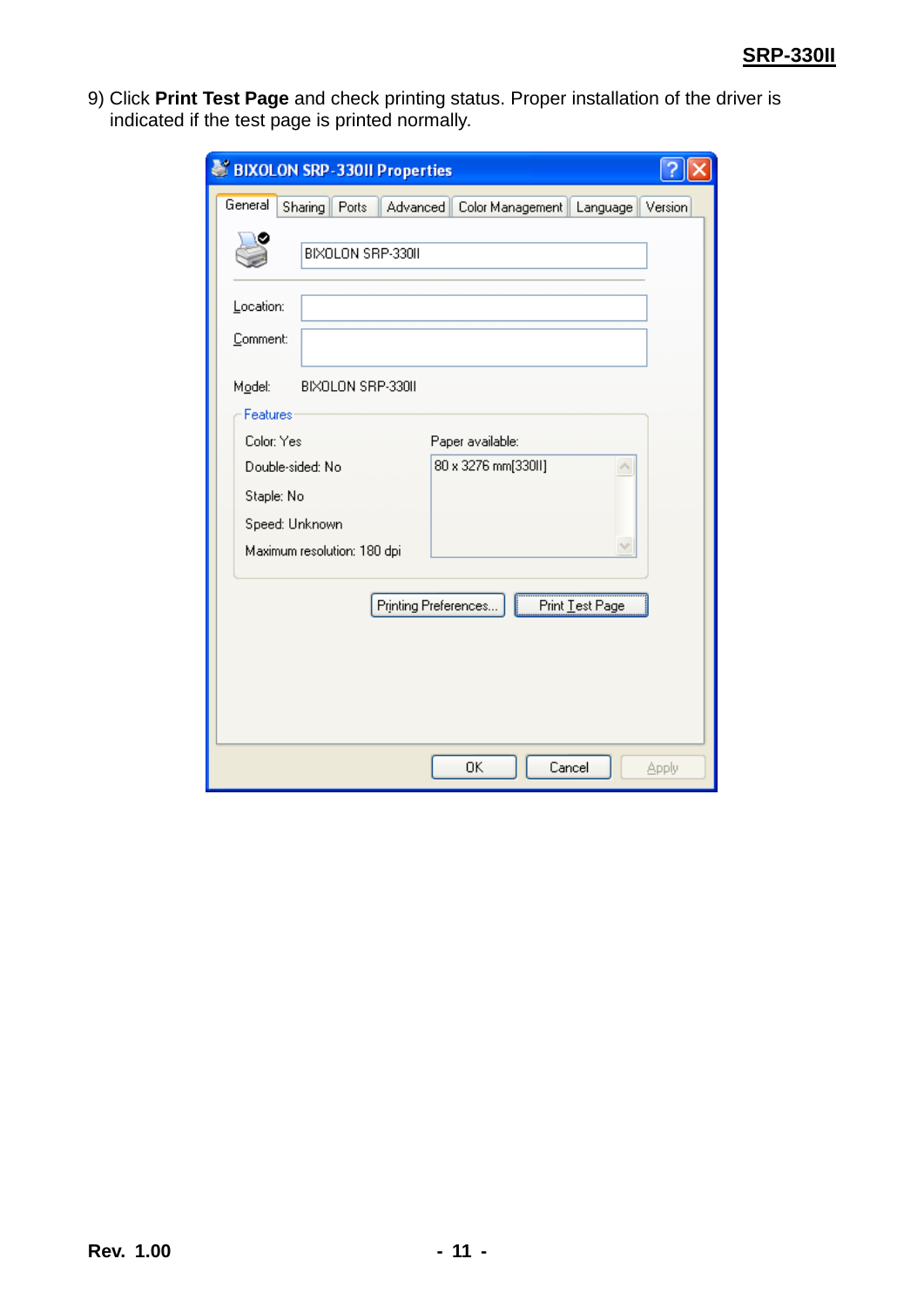9) Click **Print Test Page** and check printing status. Proper installation of the driver is indicated if the test page is printed normally.

BIXOLON SRP-330II Properties

General | Sharing | Ports | Advanced | Color Management | Language | Version

BIXOLON SRP-330II

Location:

Comment:

Model: BIXOLON SRP-330II

Features

Color: Yes

Double-sided: No

Staple: No

Speed: Unknown

Maximum resolution: 180 dpi

Paper available:

80 x 3276 mm[330II]

Printing Preferences... | Print Test Page

OK | Cancel | Apply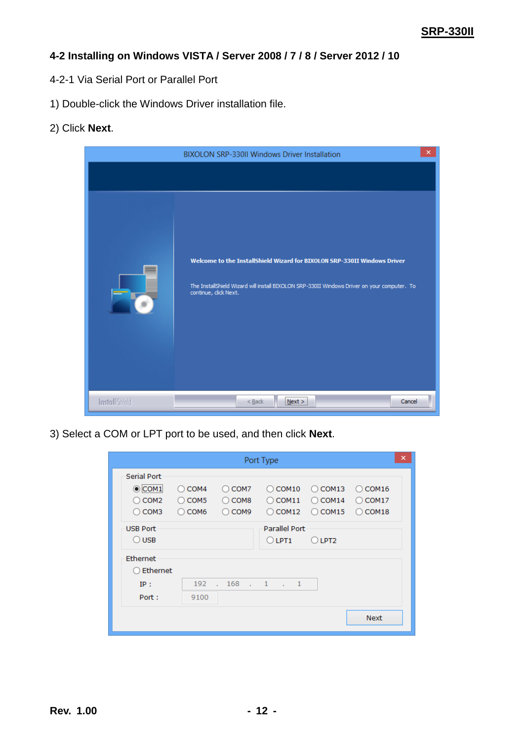## 4-2 Installing on Windows VISTA / Server 2008 / 7 / 8 / Server 2012 / 10

4-2-1 Via Serial Port or Parallel Port

1) Double-click the Windows Driver installation file.

2) Click **Next**.

3) Select a COM or LPT port to be used, and then click **Next**.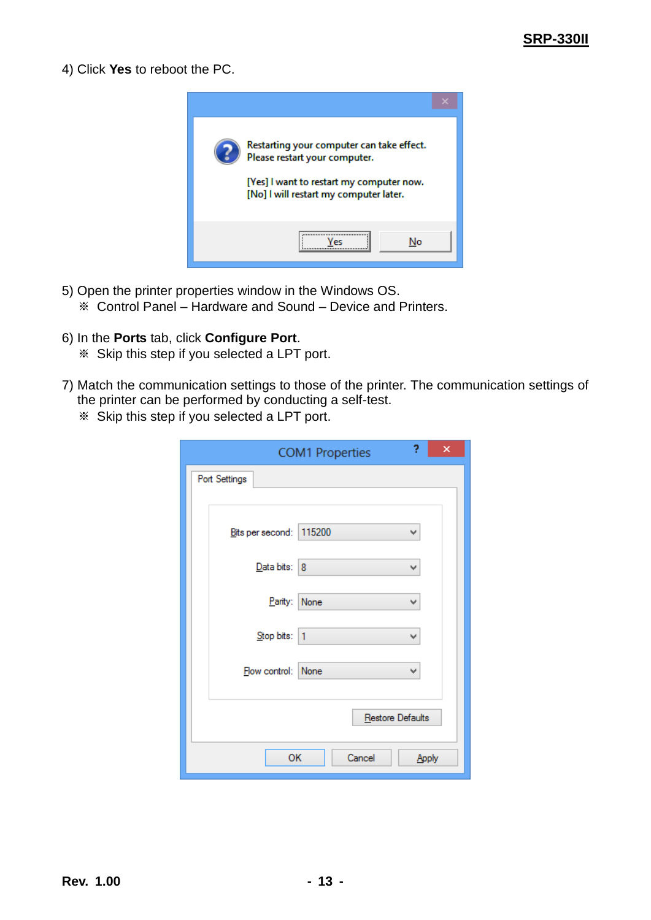4) Click **Yes** to reboot the PC.

Restarting your computer can take effect.
Please restart your computer.

[Yes] I want to restart my computer now.
[No] I will restart my computer later.

Yes | No

5) Open the printer properties window in the Windows OS.
   ※ Control Panel – Hardware and Sound – Device and Printers.

6) In the **Ports** tab, click **Configure Port**.
   ※ Skip this step if you selected a LPT port.

7) Match the communication settings to those of the printer. The communication settings of the printer can be performed by conducting a self-test.
   ※ Skip this step if you selected a LPT port.

COM1 Properties

Port Settings

| Setting | Value |
|---|---|
| Bits per second: | 115200 |
| Data bits: | 8 |
| Parity: | None |
| Stop bits: | 1 |
| Flow control: | None |

Restore Defaults

OK | Cancel | Apply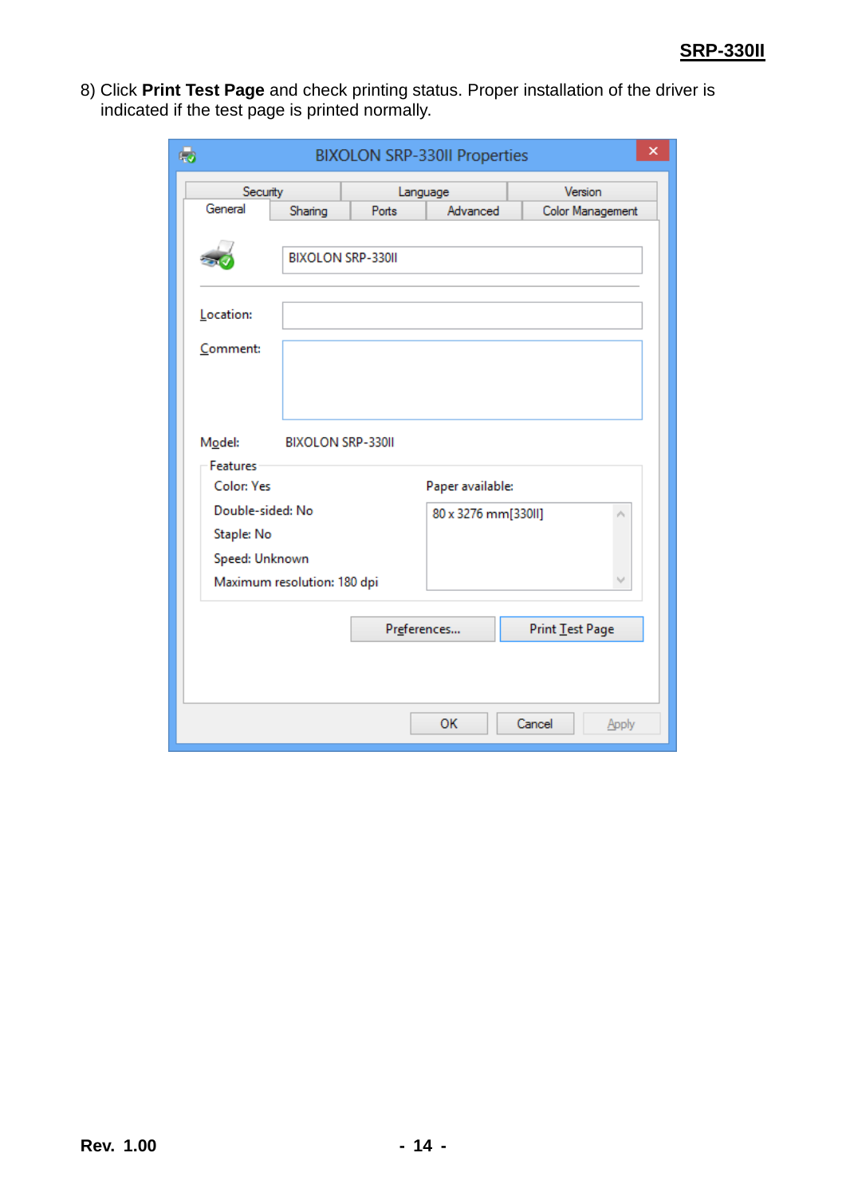8) Click **Print Test Page** and check printing status. Proper installation of the driver is indicated if the test page is printed normally.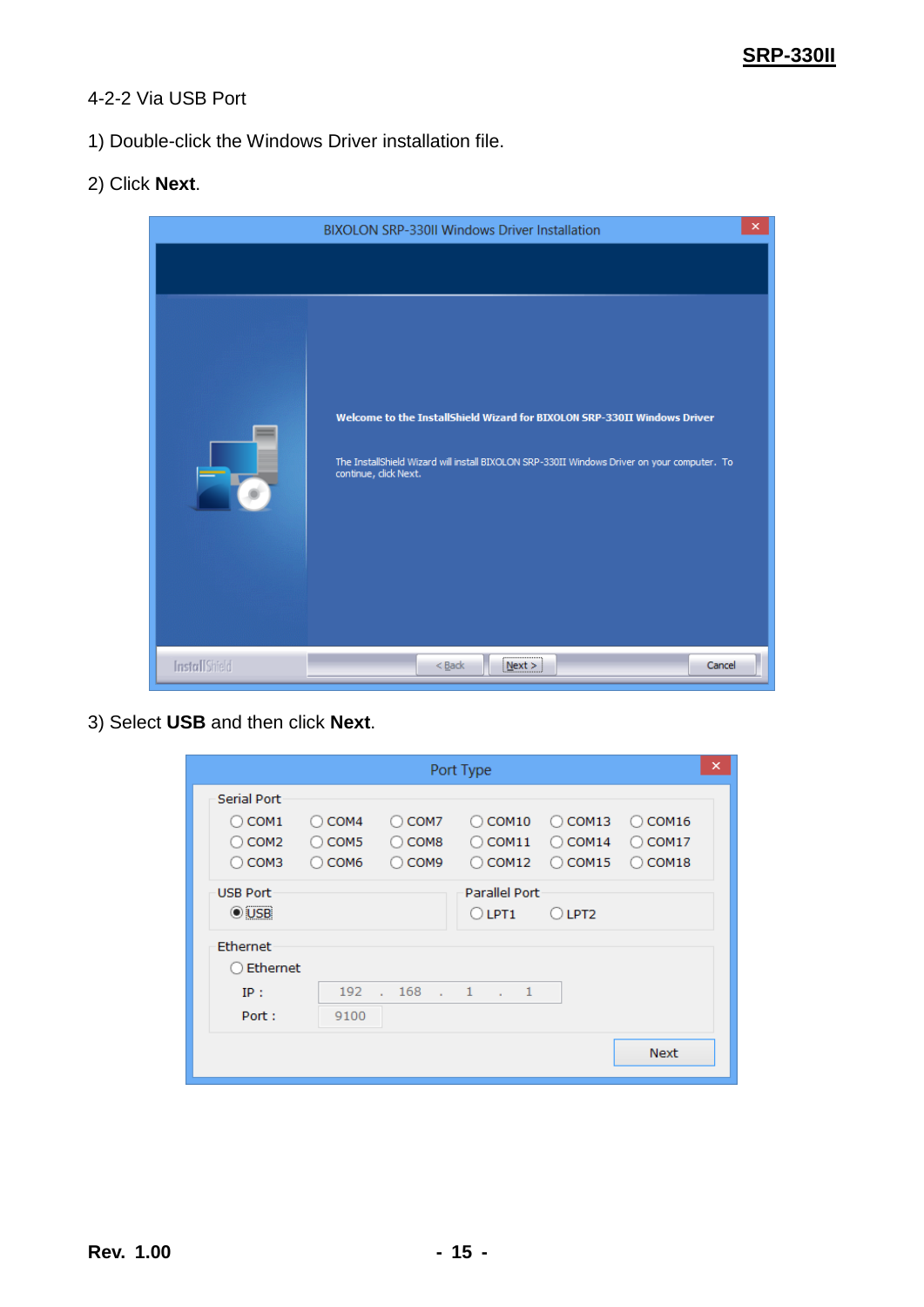4-2-2 Via USB Port

1) Double-click the Windows Driver installation file.

2) Click **Next**.

3) Select **USB** and then click **Next**.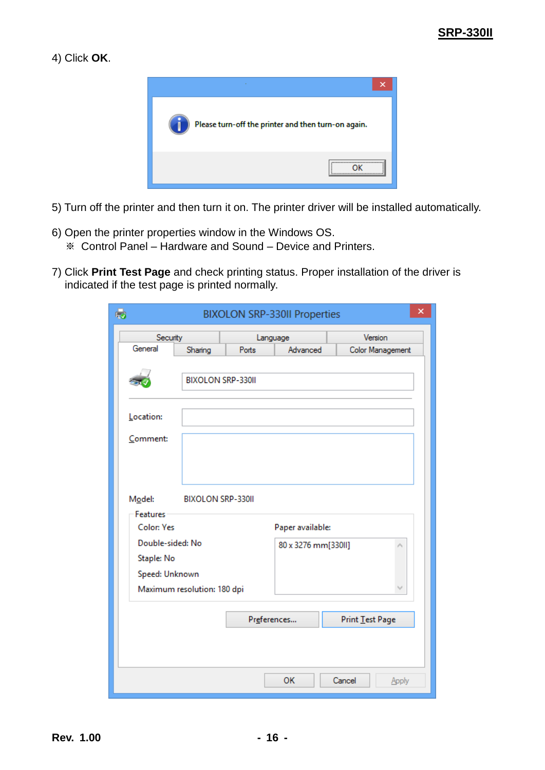4) Click **OK**.

Please turn-off the printer and then turn-on again.

OK

5) Turn off the printer and then turn it on. The printer driver will be installed automatically.

6) Open the printer properties window in the Windows OS.
   ※ Control Panel – Hardware and Sound – Device and Printers.

7) Click **Print Test Page** and check printing status. Proper installation of the driver is indicated if the test page is printed normally.

BIXOLON SRP-330II Properties

Security | Language | Version
General | Sharing | Ports | Advanced | Color Management

BIXOLON SRP-330II

Location:

Comment:

Model: BIXOLON SRP-330II

Features

Color: Yes
Double-sided: No
Staple: No
Speed: Unknown
Maximum resolution: 180 dpi

Paper available:
80 x 3276 mm[330II]

Preferences... | Print Test Page

OK | Cancel | Apply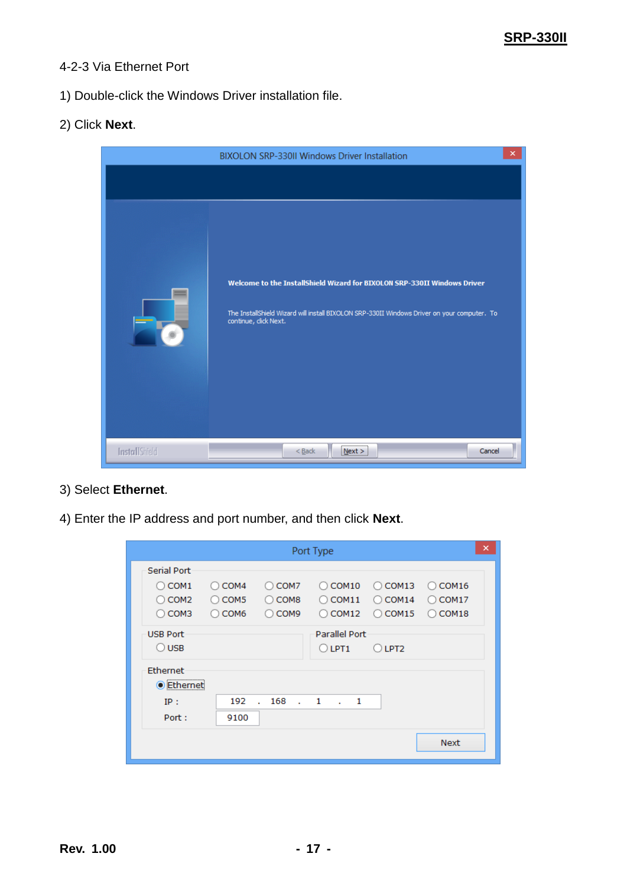4-2-3 Via Ethernet Port

1) Double-click the Windows Driver installation file.

2) Click **Next**.

3) Select **Ethernet**.

4) Enter the IP address and port number, and then click **Next**.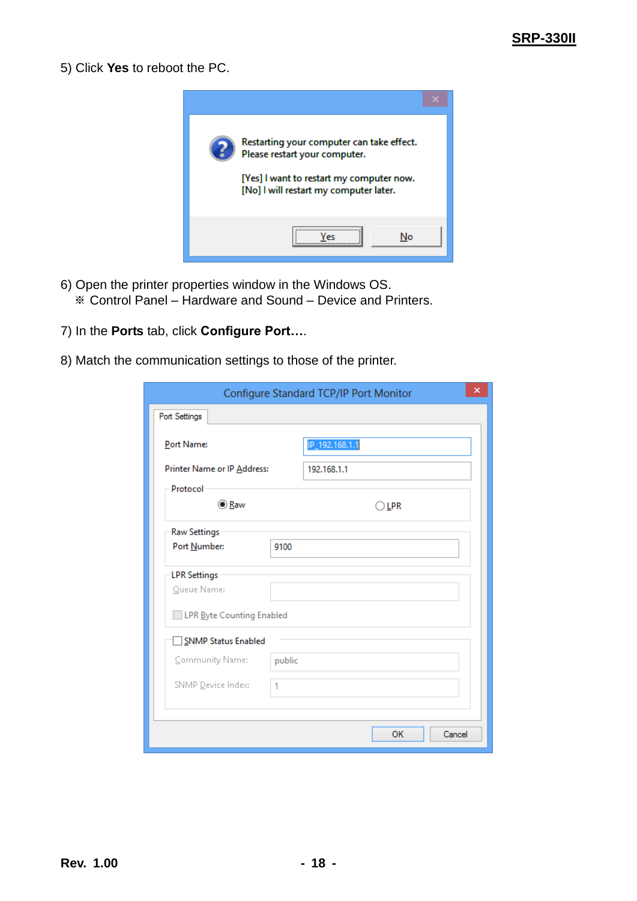5) Click **Yes** to reboot the PC.

6) Open the printer properties window in the Windows OS.
   ※ Control Panel – Hardware and Sound – Device and Printers.

7) In the **Ports** tab, click **Configure Port…**.

8) Match the communication settings to those of the printer.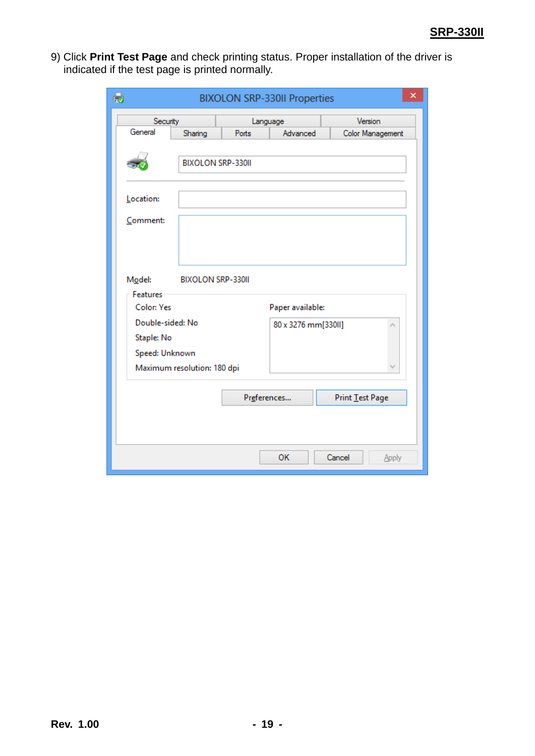9) Click **Print Test Page** and check printing status. Proper installation of the driver is indicated if the test page is printed normally.

BIXOLON SRP-330II Properties

Security | Language | Version

General | Sharing | Ports | Advanced | Color Management

BIXOLON SRP-330II

Location:

Comment:

Model: BIXOLON SRP-330II

Features

Color: Yes

Double-sided: No

Staple: No

Speed: Unknown

Maximum resolution: 180 dpi

Paper available:

80 x 3276 mm[330II]

Preferences...

Print Test Page

OK | Cancel | Apply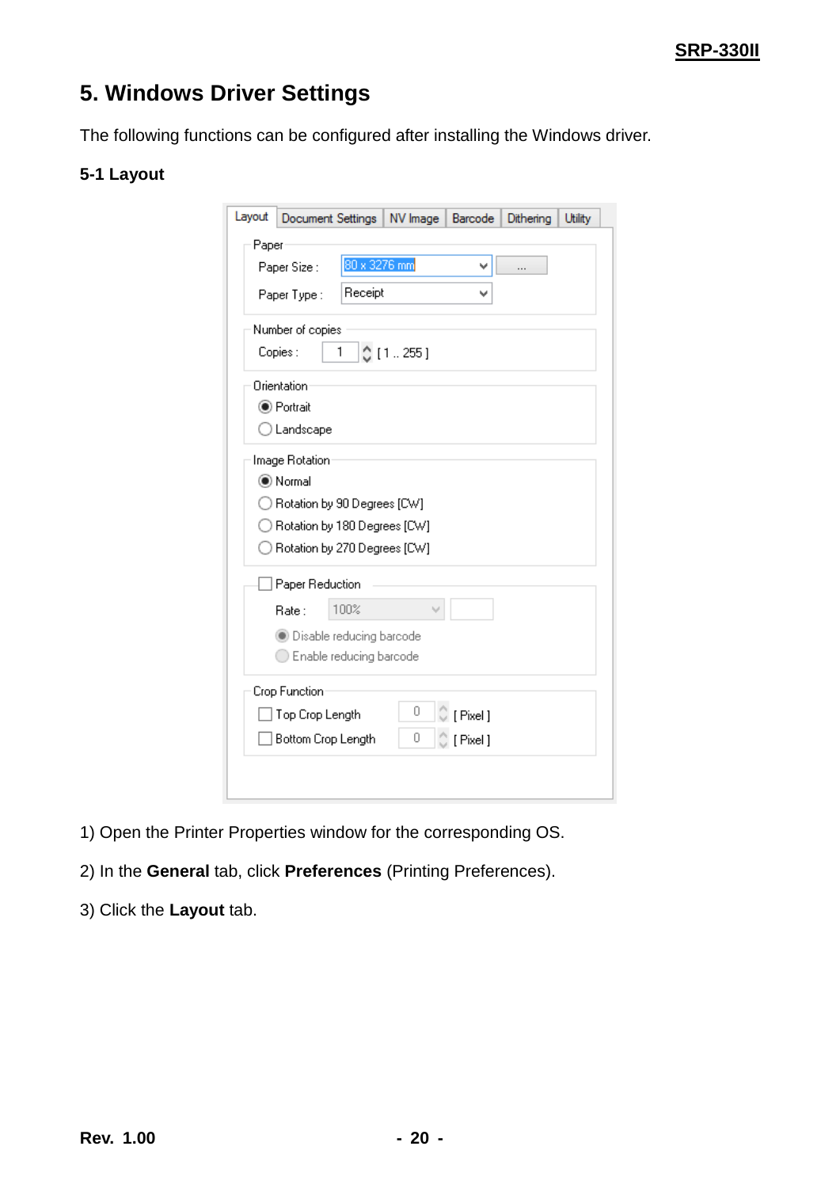# 5. Windows Driver Settings

The following functions can be configured after installing the Windows driver.

### 5-1 Layout

Layout | Document Settings | NV Image | Barcode | Dithering | Utility

Paper
Paper Size : 80 x 3276 mm
Paper Type : Receipt

Number of copies
Copies : 1 [1 .. 255]

Orientation
Portrait
Landscape

Image Rotation
Normal
Rotation by 90 Degrees [CW]
Rotation by 180 Degrees [CW]
Rotation by 270 Degrees [CW]

Paper Reduction
Rate : 100%
Disable reducing barcode
Enable reducing barcode

Crop Function
Top Crop Length 0 [ Pixel ]
Bottom Crop Length 0 [ Pixel ]

1) Open the Printer Properties window for the corresponding OS.

2) In the **General** tab, click **Preferences** (Printing Preferences).

3) Click the **Layout** tab.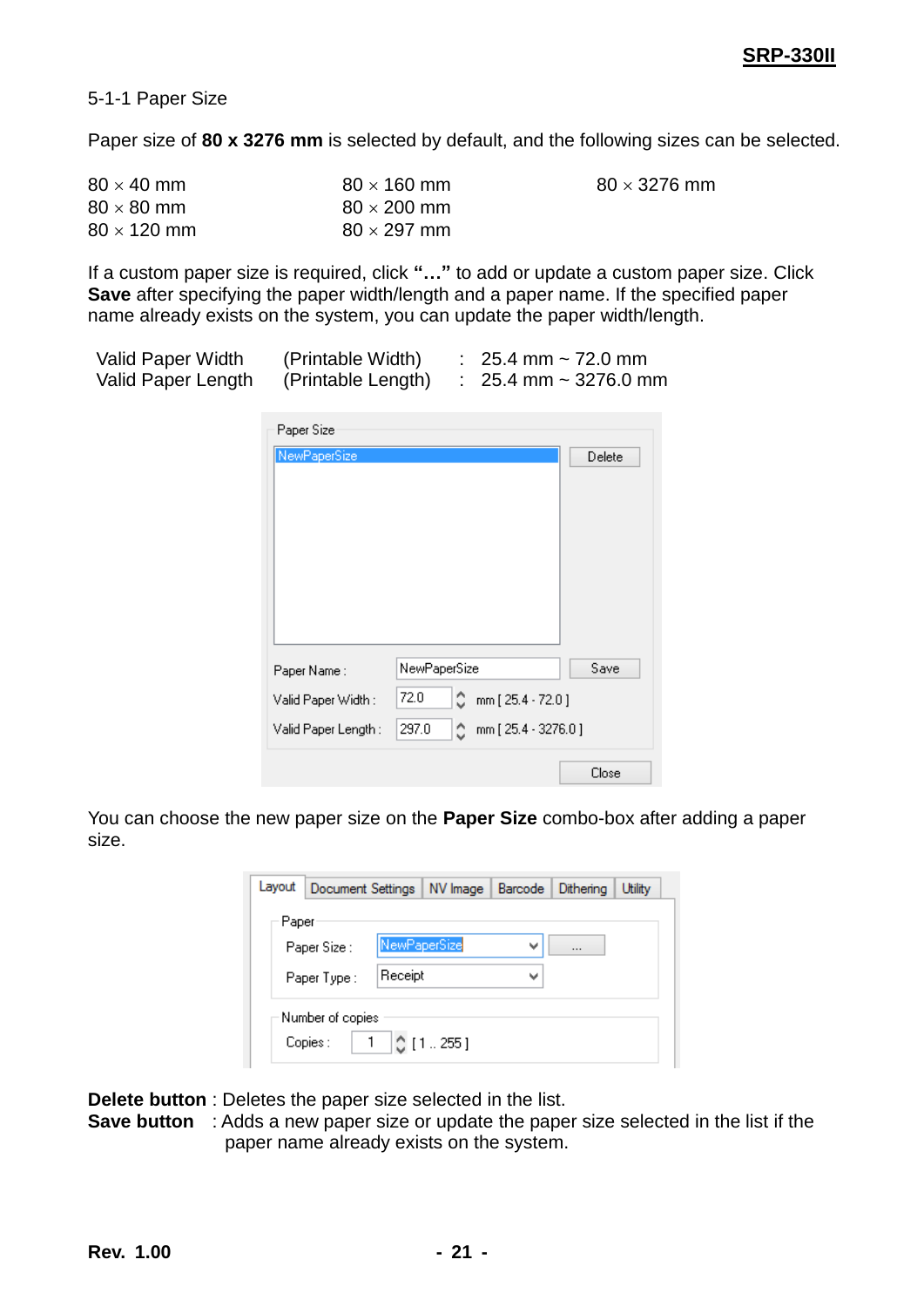5-1-1 Paper Size

Paper size of **80 x 3276 mm** is selected by default, and the following sizes can be selected.

| | | |
|---|---|---|
| 80 × 40 mm | 80 × 160 mm | 80 × 3276 mm |
| 80 × 80 mm | 80 × 200 mm | |
| 80 × 120 mm | 80 × 297 mm | |

If a custom paper size is required, click **"…"** to add or update a custom paper size. Click **Save** after specifying the paper width/length and a paper name. If the specified paper name already exists on the system, you can update the paper width/length.

| | | | |
|---|---|---|---|
| Valid Paper Width | (Printable Width) | : | 25.4 mm ~ 72.0 mm |
| Valid Paper Length | (Printable Length) | : | 25.4 mm ~ 3276.0 mm |

You can choose the new paper size on the **Paper Size** combo-box after adding a paper size.

**Delete button** : Deletes the paper size selected in the list.
**Save button** : Adds a new paper size or update the paper size selected in the list if the paper name already exists on the system.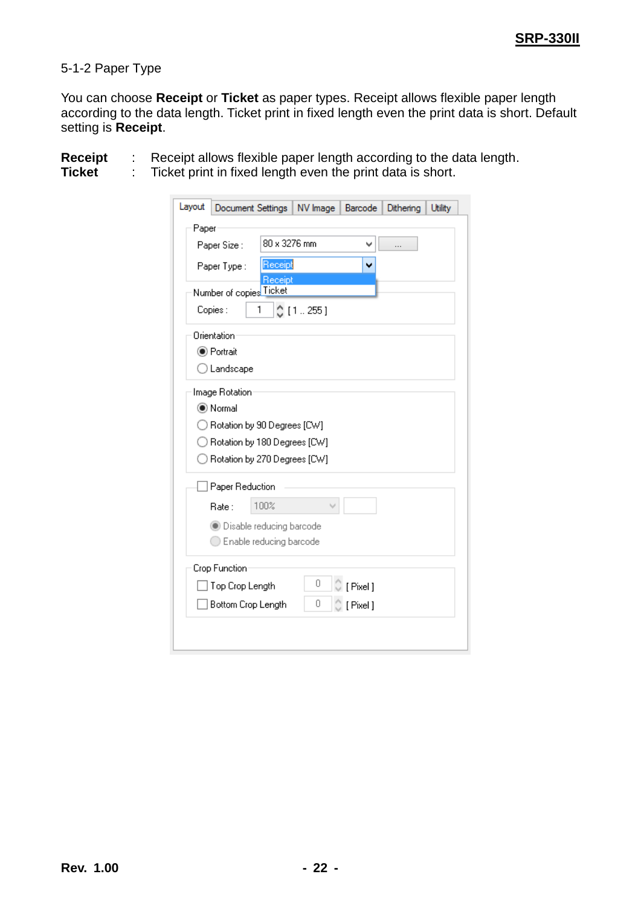5-1-2 Paper Type

You can choose **Receipt** or **Ticket** as paper types. Receipt allows flexible paper length according to the data length. Ticket print in fixed length even the print data is short. Default setting is **Receipt**.

**Receipt** : Receipt allows flexible paper length according to the data length.
**Ticket** : Ticket print in fixed length even the print data is short.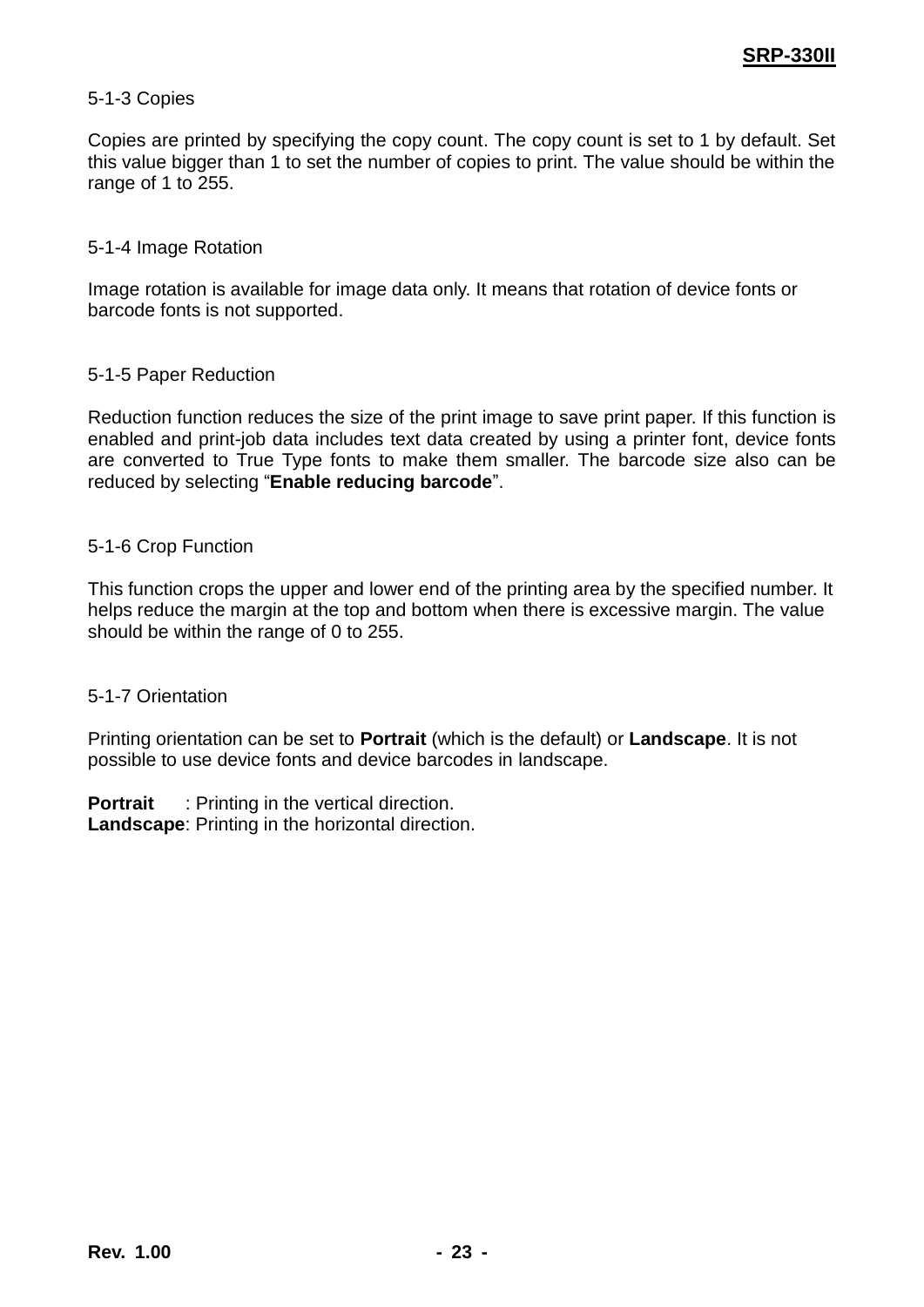### 5-1-3 Copies

Copies are printed by specifying the copy count. The copy count is set to 1 by default. Set this value bigger than 1 to set the number of copies to print. The value should be within the range of 1 to 255.

### 5-1-4 Image Rotation

Image rotation is available for image data only. It means that rotation of device fonts or barcode fonts is not supported.

### 5-1-5 Paper Reduction

Reduction function reduces the size of the print image to save print paper. If this function is enabled and print-job data includes text data created by using a printer font, device fonts are converted to True Type fonts to make them smaller. The barcode size also can be reduced by selecting “**Enable reducing barcode**”.

### 5-1-6 Crop Function

This function crops the upper and lower end of the printing area by the specified number. It helps reduce the margin at the top and bottom when there is excessive margin. The value should be within the range of 0 to 255.

### 5-1-7 Orientation

Printing orientation can be set to **Portrait** (which is the default) or **Landscape**. It is not possible to use device fonts and device barcodes in landscape.

**Portrait** : Printing in the vertical direction.
**Landscape**: Printing in the horizontal direction.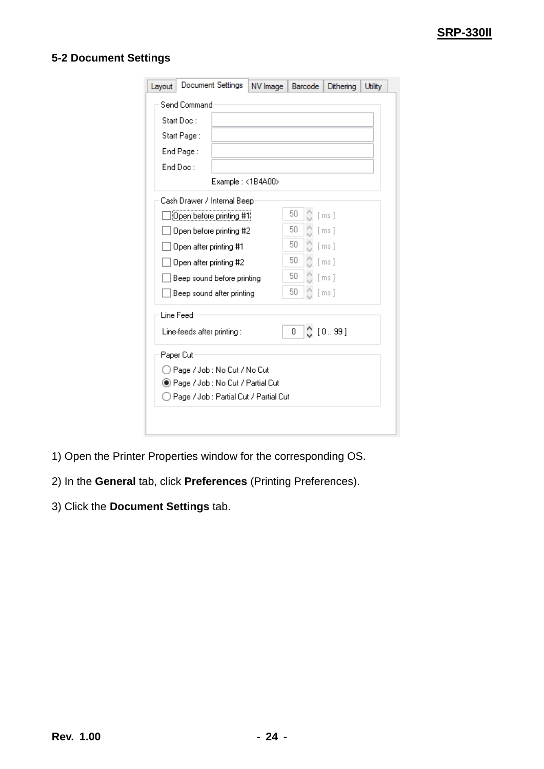## 5-2 Document Settings

Layout | Document Settings | NV Image | Barcode | Dithering | Utility

Send Command

Start Doc :

Start Page :

End Page :

End Doc :

Example : <1B4A00>

Cash Drawer / Internal Beep

- [ ] Open before printing #1 — 50 [ ms ]
- [ ] Open before printing #2 — 50 [ ms ]
- [ ] Open after printing #1 — 50 [ ms ]
- [ ] Open after printing #2 — 50 [ ms ]
- [ ] Beep sound before printing — 50 [ ms ]
- [ ] Beep sound after printing — 50 [ ms ]

Line Feed

Line-feeds after printing : 0 [ 0 .. 99 ]

Paper Cut

- ○ Page / Job : No Cut / No Cut
- ◉ Page / Job : No Cut / Partial Cut
- ○ Page / Job : Partial Cut / Partial Cut

1) Open the Printer Properties window for the corresponding OS.

2) In the **General** tab, click **Preferences** (Printing Preferences).

3) Click the **Document Settings** tab.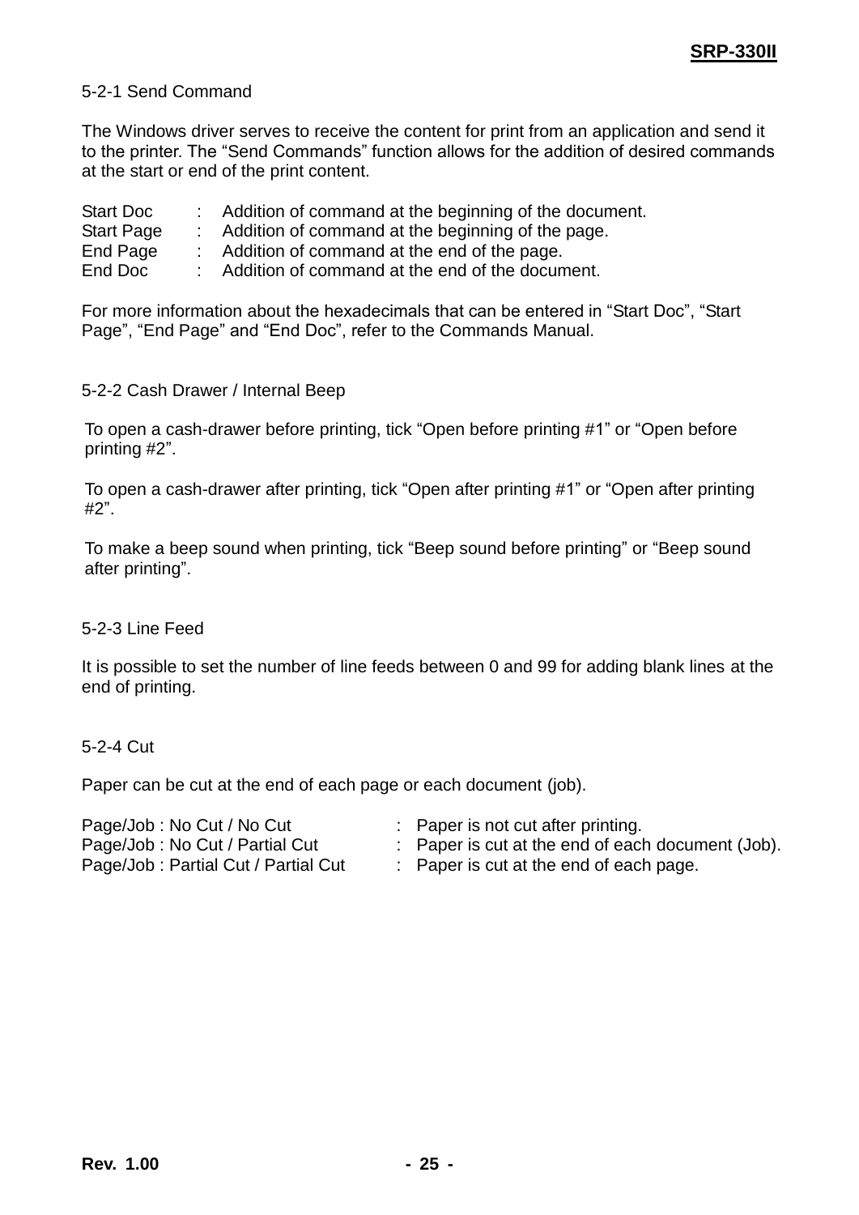### 5-2-1 Send Command

The Windows driver serves to receive the content for print from an application and send it to the printer. The “Send Commands” function allows for the addition of desired commands at the start or end of the print content.

| | | |
|---|---|---|
| Start Doc | : | Addition of command at the beginning of the document. |
| Start Page | : | Addition of command at the beginning of the page. |
| End Page | : | Addition of command at the end of the page. |
| End Doc | : | Addition of command at the end of the document. |

For more information about the hexadecimals that can be entered in “Start Doc”, “Start Page”, “End Page” and “End Doc”, refer to the Commands Manual.

### 5-2-2 Cash Drawer / Internal Beep

To open a cash-drawer before printing, tick “Open before printing #1” or “Open before printing #2”.

To open a cash-drawer after printing, tick “Open after printing #1” or “Open after printing #2”.

To make a beep sound when printing, tick “Beep sound before printing” or “Beep sound after printing”.

### 5-2-3 Line Feed

It is possible to set the number of line feeds between 0 and 99 for adding blank lines at the end of printing.

### 5-2-4 Cut

Paper can be cut at the end of each page or each document (job).

| | | |
|---|---|---|
| Page/Job : No Cut / No Cut | : | Paper is not cut after printing. |
| Page/Job : No Cut / Partial Cut | : | Paper is cut at the end of each document (Job). |
| Page/Job : Partial Cut / Partial Cut | : | Paper is cut at the end of each page. |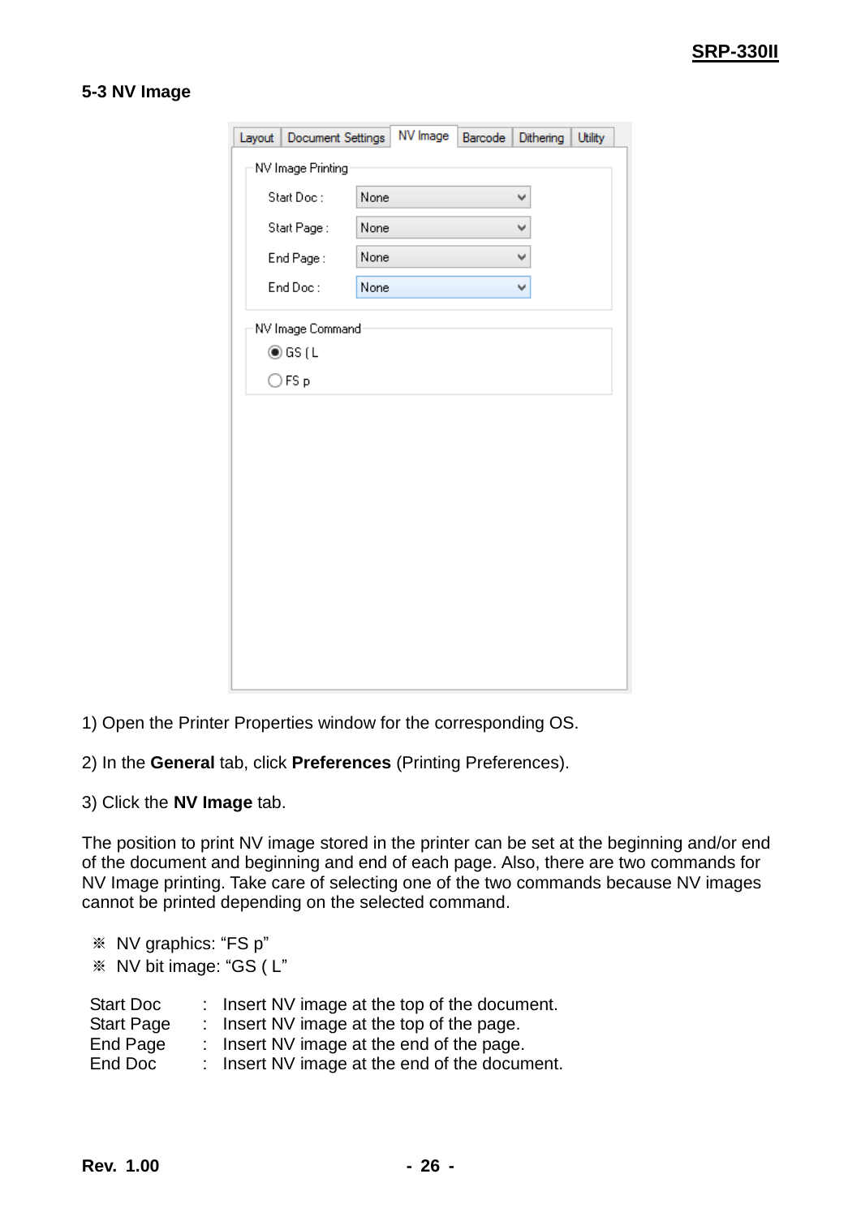## 5-3 NV Image

1) Open the Printer Properties window for the corresponding OS.

2) In the **General** tab, click **Preferences** (Printing Preferences).

3) Click the **NV Image** tab.

The position to print NV image stored in the printer can be set at the beginning and/or end of the document and beginning and end of each page. Also, there are two commands for NV Image printing. Take care of selecting one of the two commands because NV images cannot be printed depending on the selected command.

※ NV graphics: “FS p”
※ NV bit image: “GS ( L”

| | | |
|---|---|---|
| Start Doc | : | Insert NV image at the top of the document. |
| Start Page | : | Insert NV image at the top of the page. |
| End Page | : | Insert NV image at the end of the page. |
| End Doc | : | Insert NV image at the end of the document. |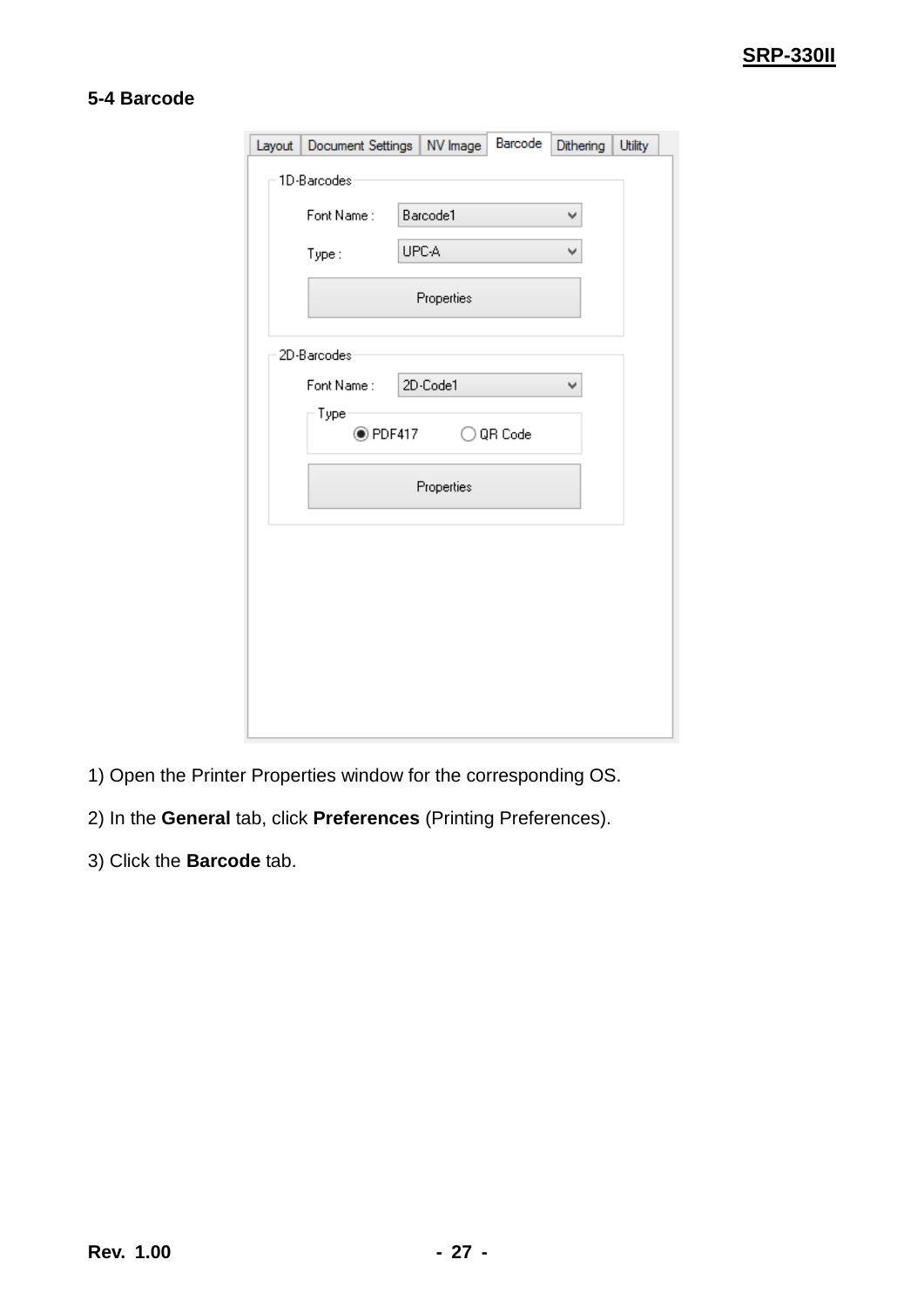## 5-4 Barcode

1) Open the Printer Properties window for the corresponding OS.

2) In the **General** tab, click **Preferences** (Printing Preferences).

3) Click the **Barcode** tab.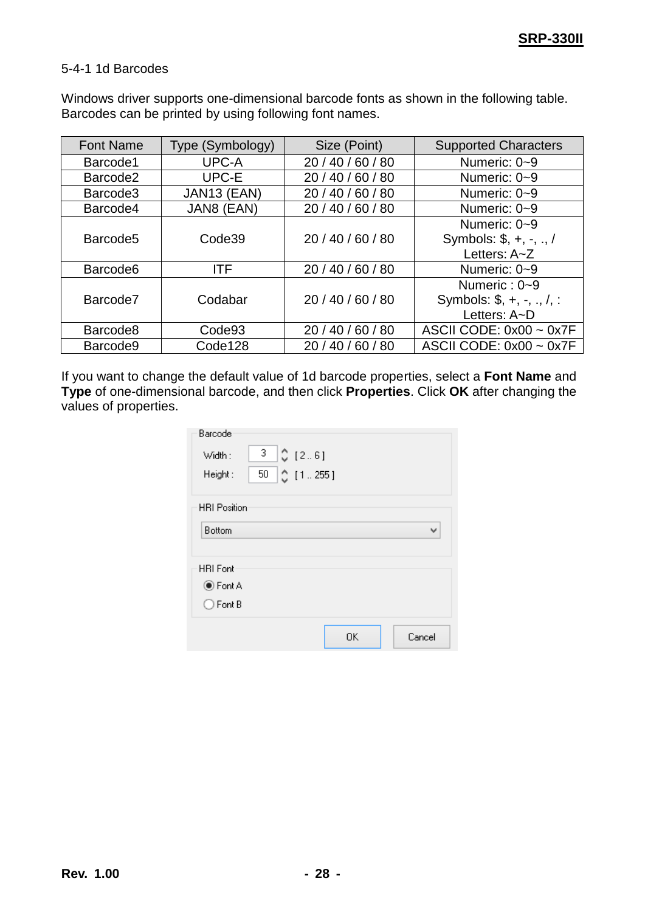5-4-1 1d Barcodes

Windows driver supports one-dimensional barcode fonts as shown in the following table. Barcodes can be printed by using following font names.

| Font Name | Type (Symbology) | Size (Point) | Supported Characters |
|---|---|---|---|
| Barcode1 | UPC-A | 20 / 40 / 60 / 80 | Numeric: 0~9 |
| Barcode2 | UPC-E | 20 / 40 / 60 / 80 | Numeric: 0~9 |
| Barcode3 | JAN13 (EAN) | 20 / 40 / 60 / 80 | Numeric: 0~9 |
| Barcode4 | JAN8 (EAN) | 20 / 40 / 60 / 80 | Numeric: 0~9 |
| Barcode5 | Code39 | 20 / 40 / 60 / 80 | Numeric: 0~9<br>Symbols: $, +, -, ., /<br>Letters: A~Z |
| Barcode6 | ITF | 20 / 40 / 60 / 80 | Numeric: 0~9 |
| Barcode7 | Codabar | 20 / 40 / 60 / 80 | Numeric : 0~9<br>Symbols: $, +, -, ., /, :<br>Letters: A~D |
| Barcode8 | Code93 | 20 / 40 / 60 / 80 | ASCII CODE: 0x00 ~ 0x7F |
| Barcode9 | Code128 | 20 / 40 / 60 / 80 | ASCII CODE: 0x00 ~ 0x7F |

If you want to change the default value of 1d barcode properties, select a **Font Name** and **Type** of one-dimensional barcode, and then click **Properties**. Click **OK** after changing the values of properties.

Barcode
Width : 3 [ 2 .. 6 ]
Height : 50 [ 1 .. 255 ]

HRI Position
Bottom

HRI Font
Font A
Font B

OK Cancel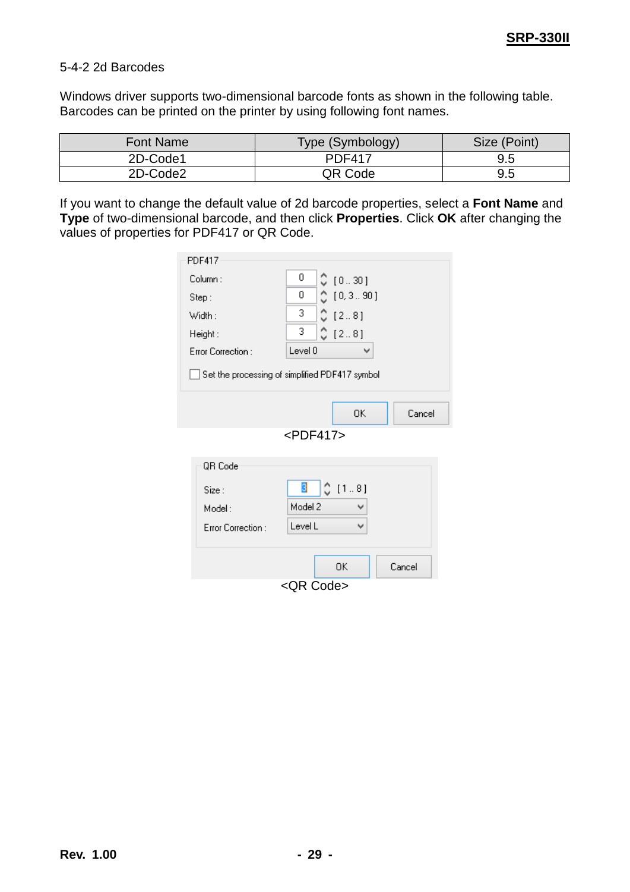5-4-2 2d Barcodes

Windows driver supports two-dimensional barcode fonts as shown in the following table. Barcodes can be printed on the printer by using following font names.

| Font Name | Type (Symbology) | Size (Point) |
| --- | --- | --- |
| 2D-Code1 | PDF417 | 9.5 |
| 2D-Code2 | QR Code | 9.5 |

If you want to change the default value of 2d barcode properties, select a **Font Name** and **Type** of two-dimensional barcode, and then click **Properties**. Click **OK** after changing the values of properties for PDF417 or QR Code.

PDF417

Column : 0 [ 0 .. 30 ]
Step : 0 [ 0, 3 .. 90 ]
Width : 3 [ 2 .. 8 ]
Height : 3 [ 2 .. 8 ]
Error Correction : Level 0

Set the processing of simplified PDF417 symbol

OK Cancel

<PDF417>

QR Code

Size : 3 [ 1 .. 8 ]
Model : Model 2
Error Correction : Level L

OK Cancel

<QR Code>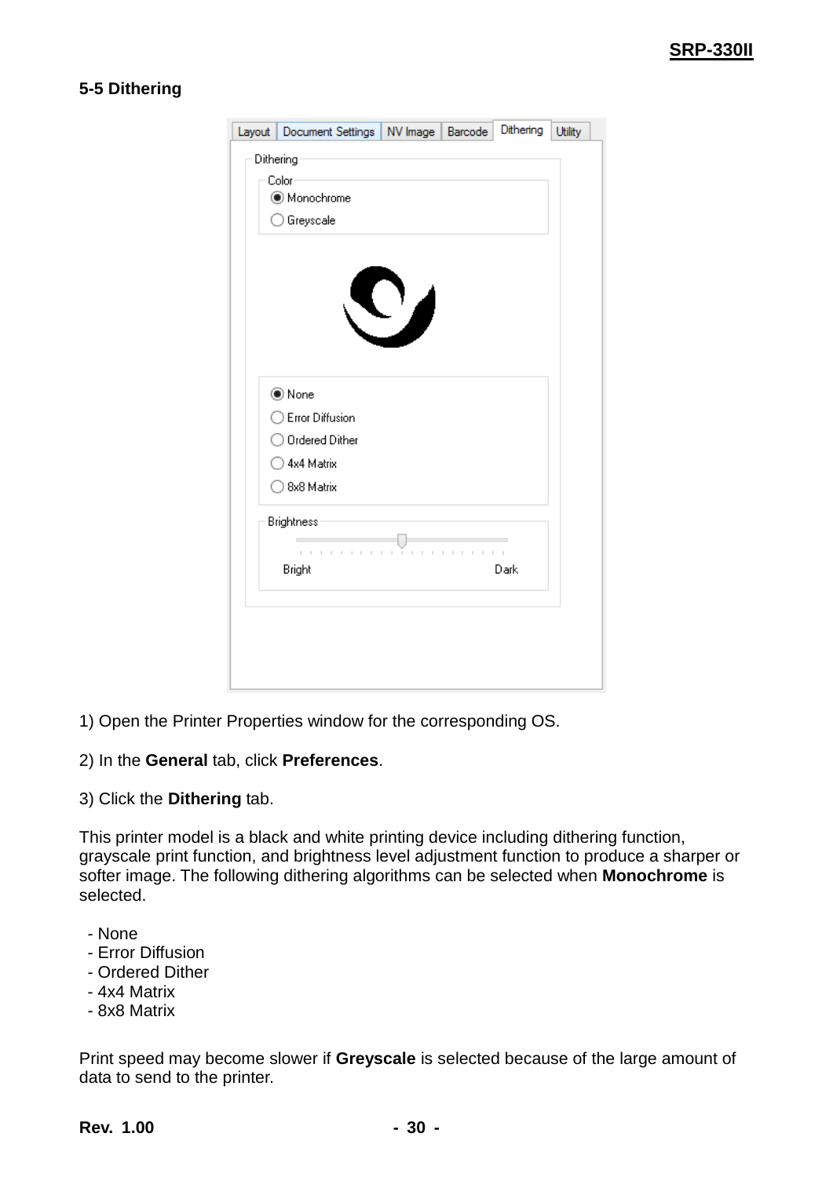## 5-5 Dithering

1) Open the Printer Properties window for the corresponding OS.

2) In the **General** tab, click **Preferences**.

3) Click the **Dithering** tab.

This printer model is a black and white printing device including dithering function, grayscale print function, and brightness level adjustment function to produce a sharper or softer image. The following dithering algorithms can be selected when **Monochrome** is selected.

- None
- Error Diffusion
- Ordered Dither
- 4x4 Matrix
- 8x8 Matrix

Print speed may become slower if **Greyscale** is selected because of the large amount of data to send to the printer.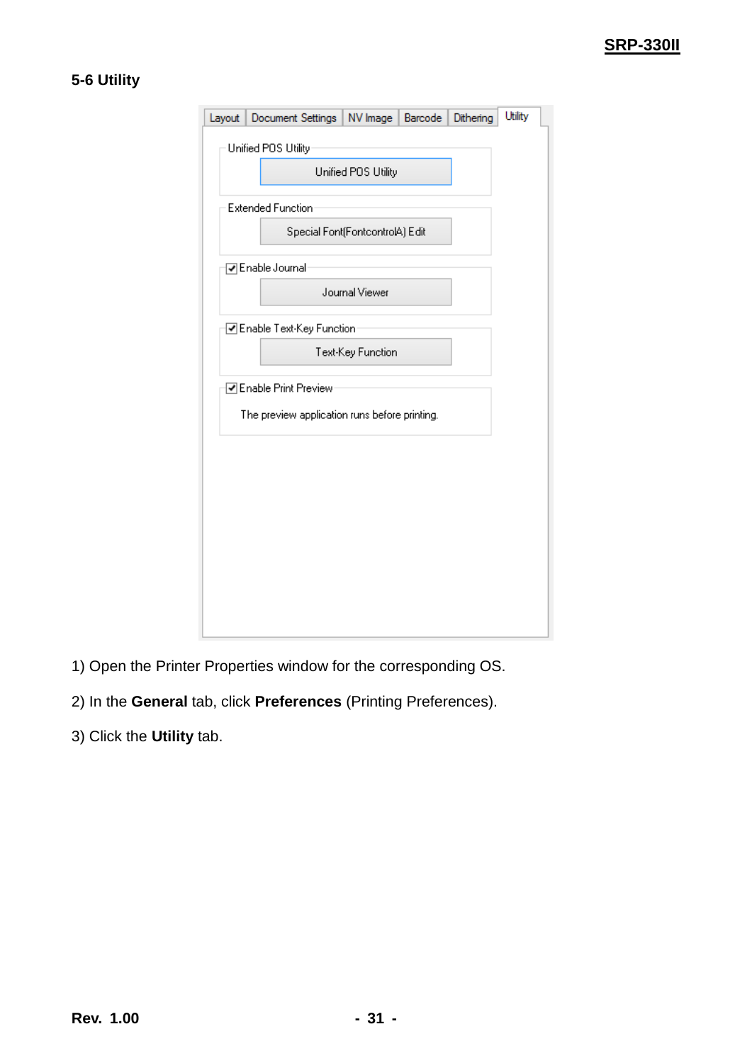## 5-6 Utility

1) Open the Printer Properties window for the corresponding OS.

2) In the **General** tab, click **Preferences** (Printing Preferences).

3) Click the **Utility** tab.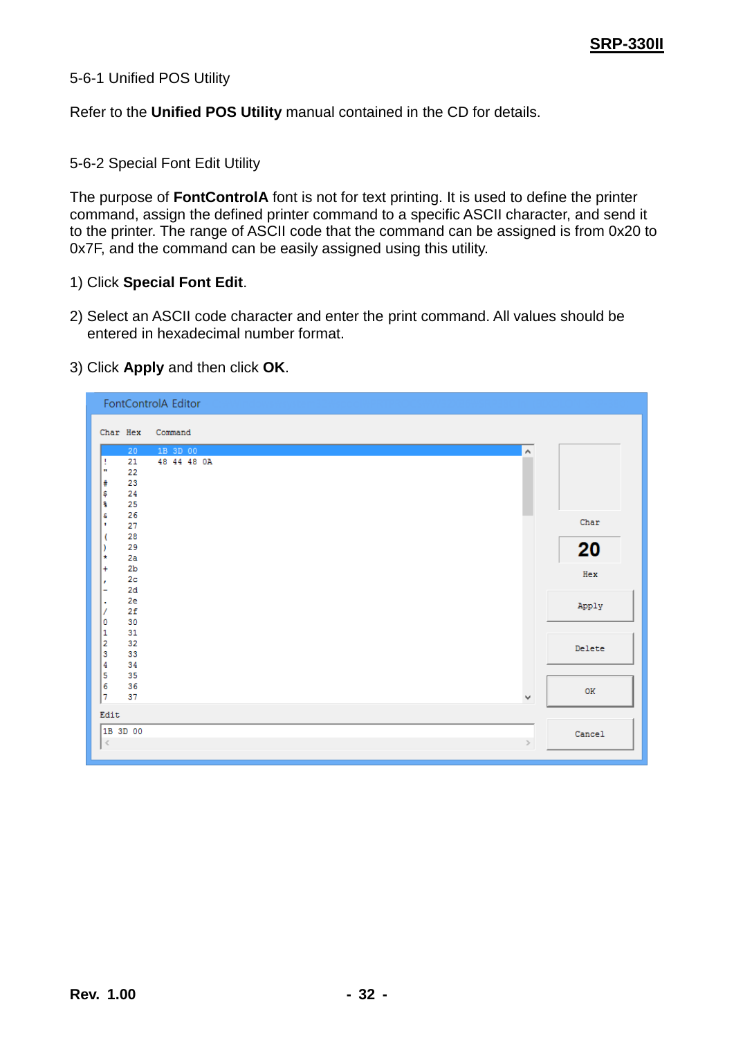5-6-1 Unified POS Utility

Refer to the **Unified POS Utility** manual contained in the CD for details.

5-6-2 Special Font Edit Utility

The purpose of **FontControlA** font is not for text printing. It is used to define the printer command, assign the defined printer command to a specific ASCII character, and send it to the printer. The range of ASCII code that the command can be assigned is from 0x20 to 0x7F, and the command can be easily assigned using this utility.

1) Click **Special Font Edit**.

2) Select an ASCII code character and enter the print command. All values should be entered in hexadecimal number format.

3) Click **Apply** and then click **OK**.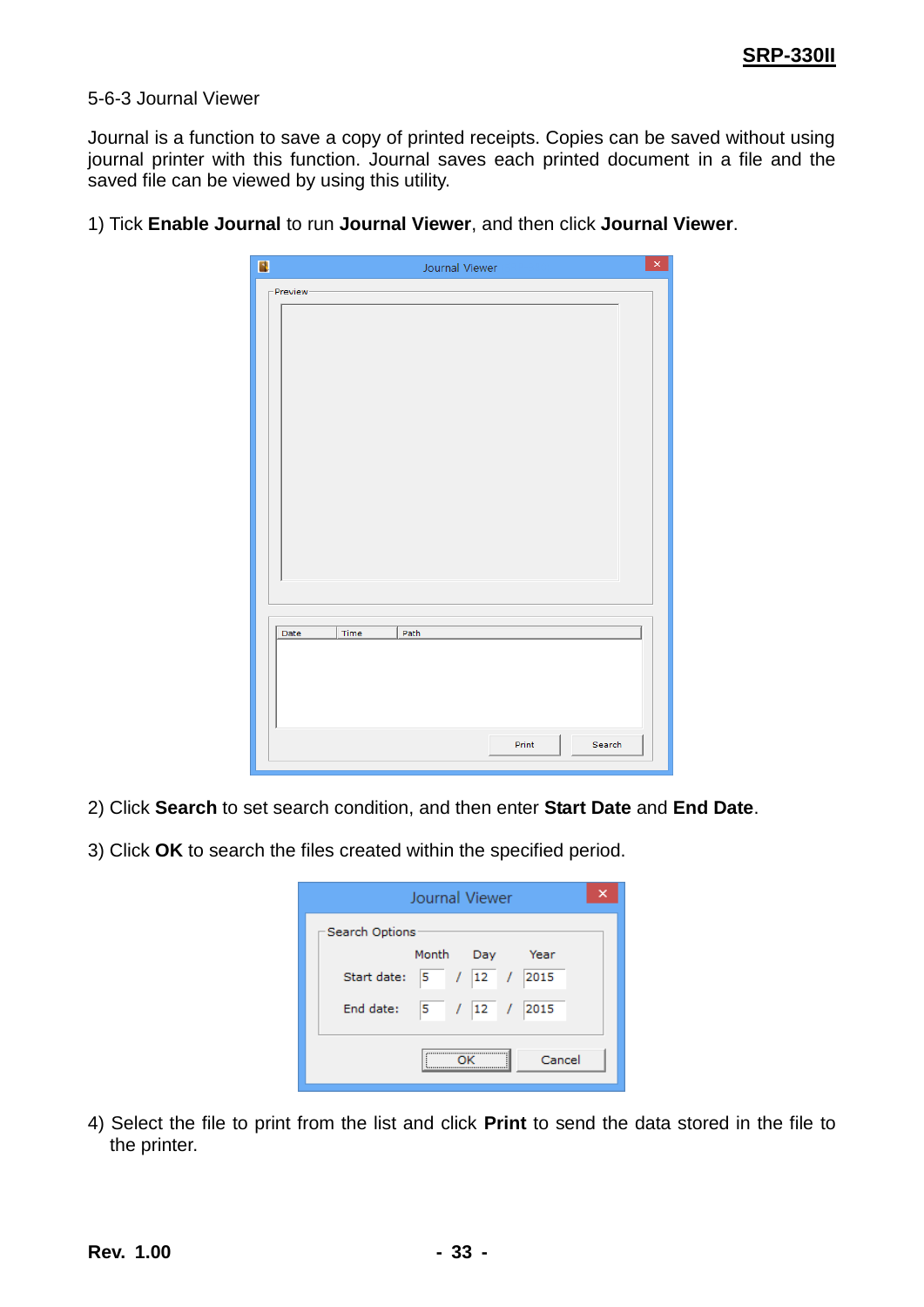5-6-3 Journal Viewer

Journal is a function to save a copy of printed receipts. Copies can be saved without using journal printer with this function. Journal saves each printed document in a file and the saved file can be viewed by using this utility.

1) Tick **Enable Journal** to run **Journal Viewer**, and then click **Journal Viewer**.

2) Click **Search** to set search condition, and then enter **Start Date** and **End Date**.

3) Click **OK** to search the files created within the specified period.

4) Select the file to print from the list and click **Print** to send the data stored in the file to the printer.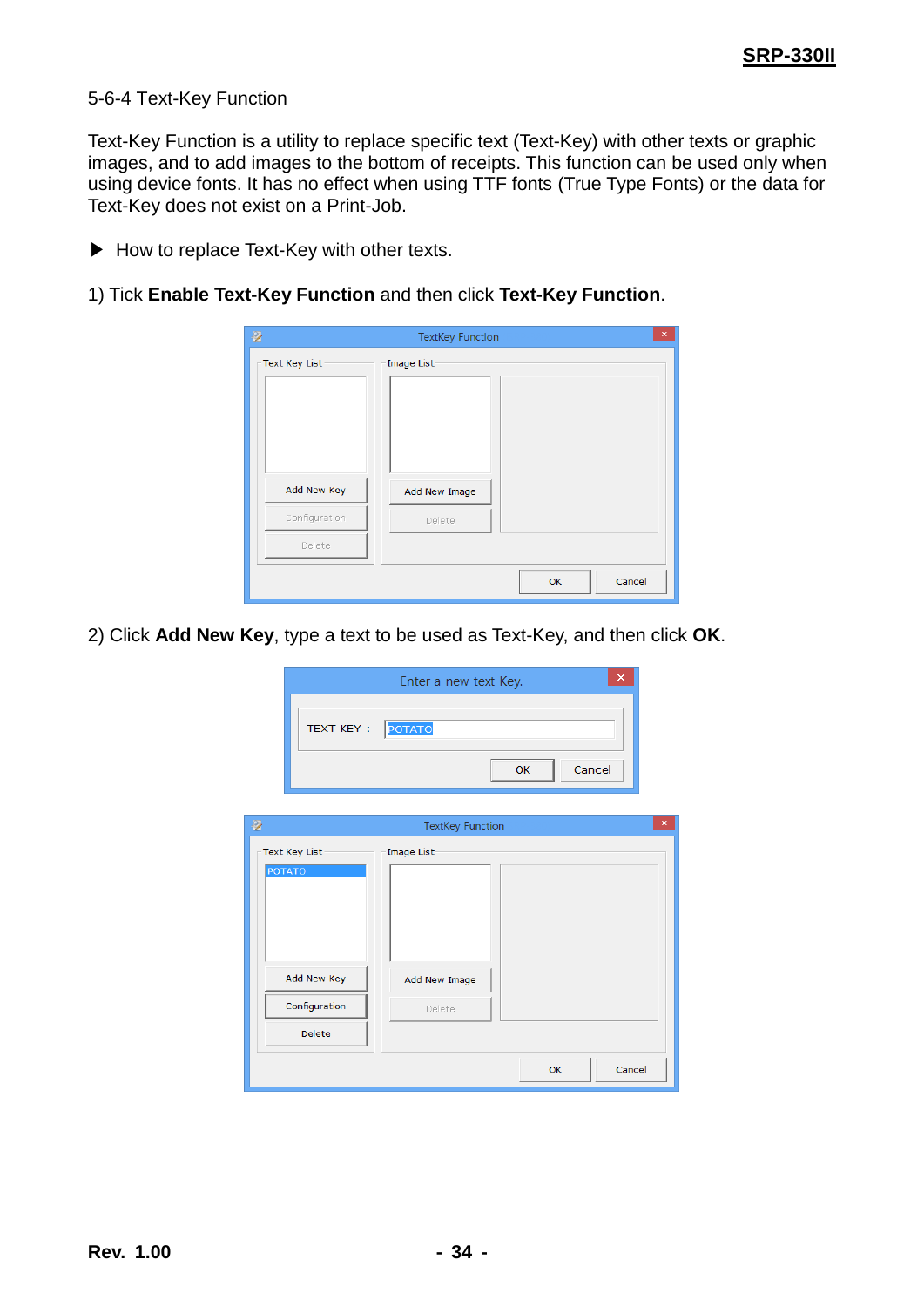5-6-4 Text-Key Function

Text-Key Function is a utility to replace specific text (Text-Key) with other texts or graphic images, and to add images to the bottom of receipts. This function can be used only when using device fonts. It has no effect when using TTF fonts (True Type Fonts) or the data for Text-Key does not exist on a Print-Job.

▶ How to replace Text-Key with other texts.

1) Tick **Enable Text-Key Function** and then click **Text-Key Function**.

2) Click **Add New Key**, type a text to be used as Text-Key, and then click **OK**.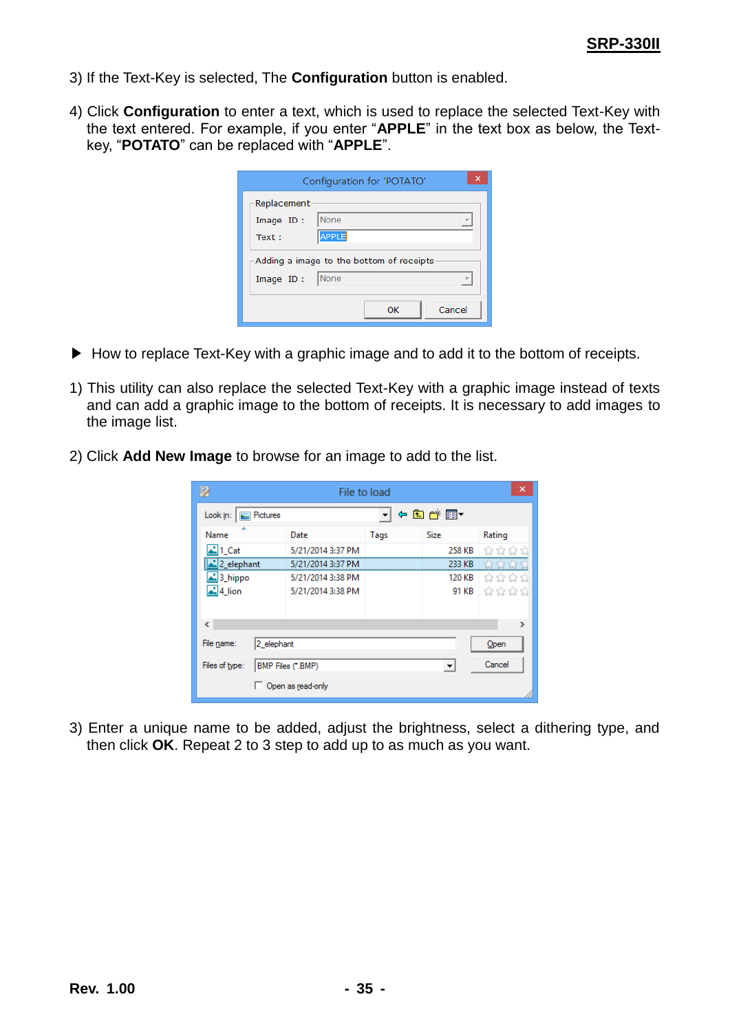3) If the Text-Key is selected, The **Configuration** button is enabled.

4) Click **Configuration** to enter a text, which is used to replace the selected Text-Key with the text entered. For example, if you enter “**APPLE**” in the text box as below, the Text-key, “**POTATO**” can be replaced with “**APPLE**”.

▶ How to replace Text-Key with a graphic image and to add it to the bottom of receipts.

1) This utility can also replace the selected Text-Key with a graphic image instead of texts and can add a graphic image to the bottom of receipts. It is necessary to add images to the image list.

2) Click **Add New Image** to browse for an image to add to the list.

3) Enter a unique name to be added, adjust the brightness, select a dithering type, and then click **OK**. Repeat 2 to 3 step to add up to as much as you want.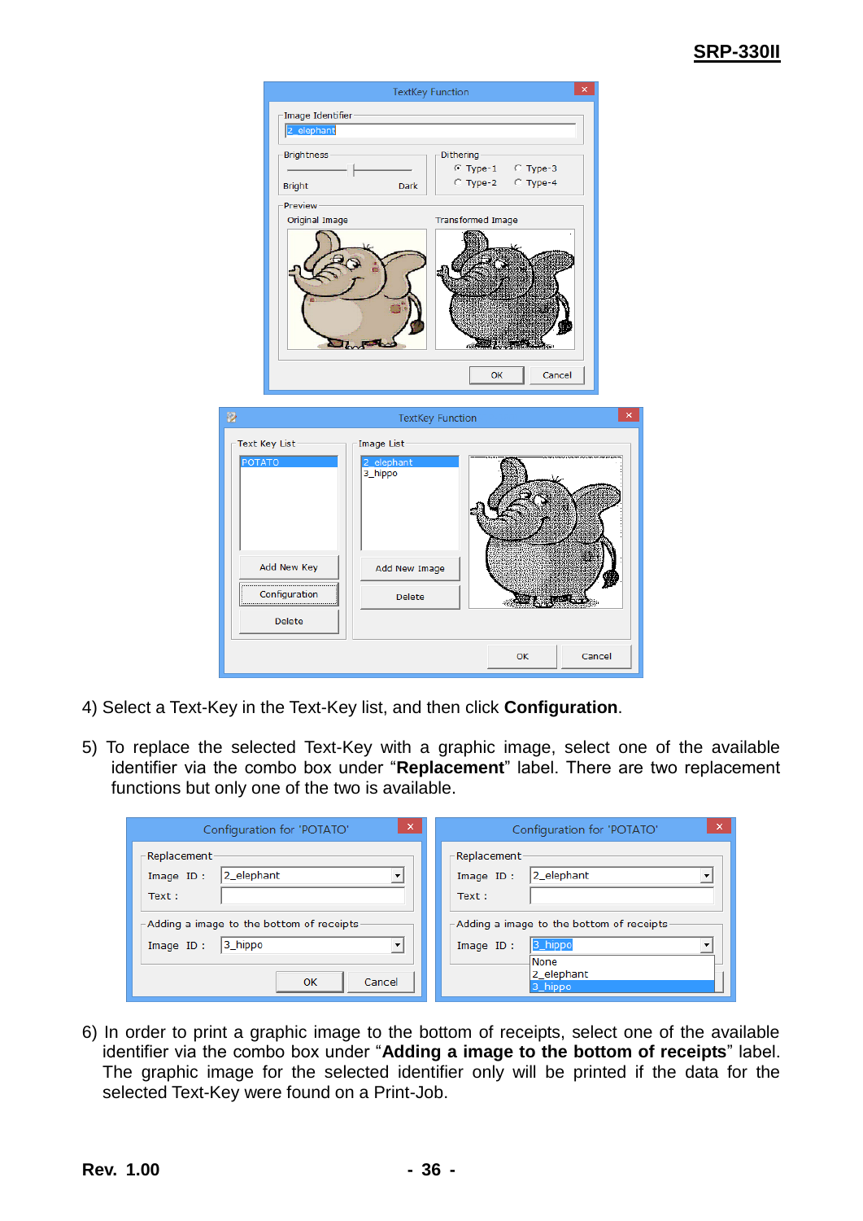4) Select a Text-Key in the Text-Key list, and then click **Configuration**.

5) To replace the selected Text-Key with a graphic image, select one of the available identifier via the combo box under "**Replacement**" label. There are two replacement functions but only one of the two is available.

6) In order to print a graphic image to the bottom of receipts, select one of the available identifier via the combo box under "**Adding a image to the bottom of receipts**" label. The graphic image for the selected identifier only will be printed if the data for the selected Text-Key were found on a Print-Job.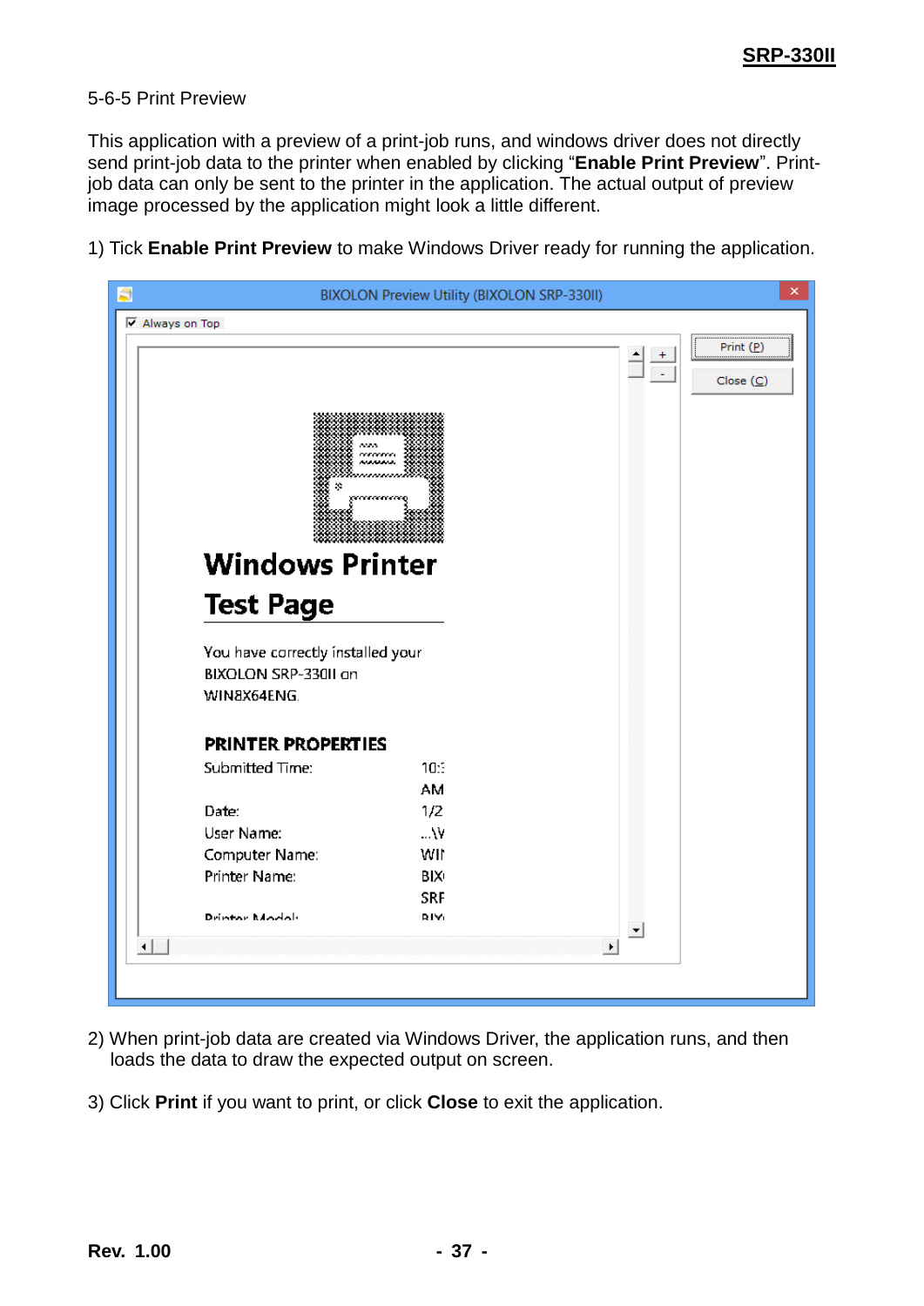5-6-5 Print Preview

This application with a preview of a print-job runs, and windows driver does not directly send print-job data to the printer when enabled by clicking “**Enable Print Preview**”. Print-job data can only be sent to the printer in the application. The actual output of preview image processed by the application might look a little different.

1) Tick **Enable Print Preview** to make Windows Driver ready for running the application.

2) When print-job data are created via Windows Driver, the application runs, and then loads the data to draw the expected output on screen.

3) Click **Print** if you want to print, or click **Close** to exit the application.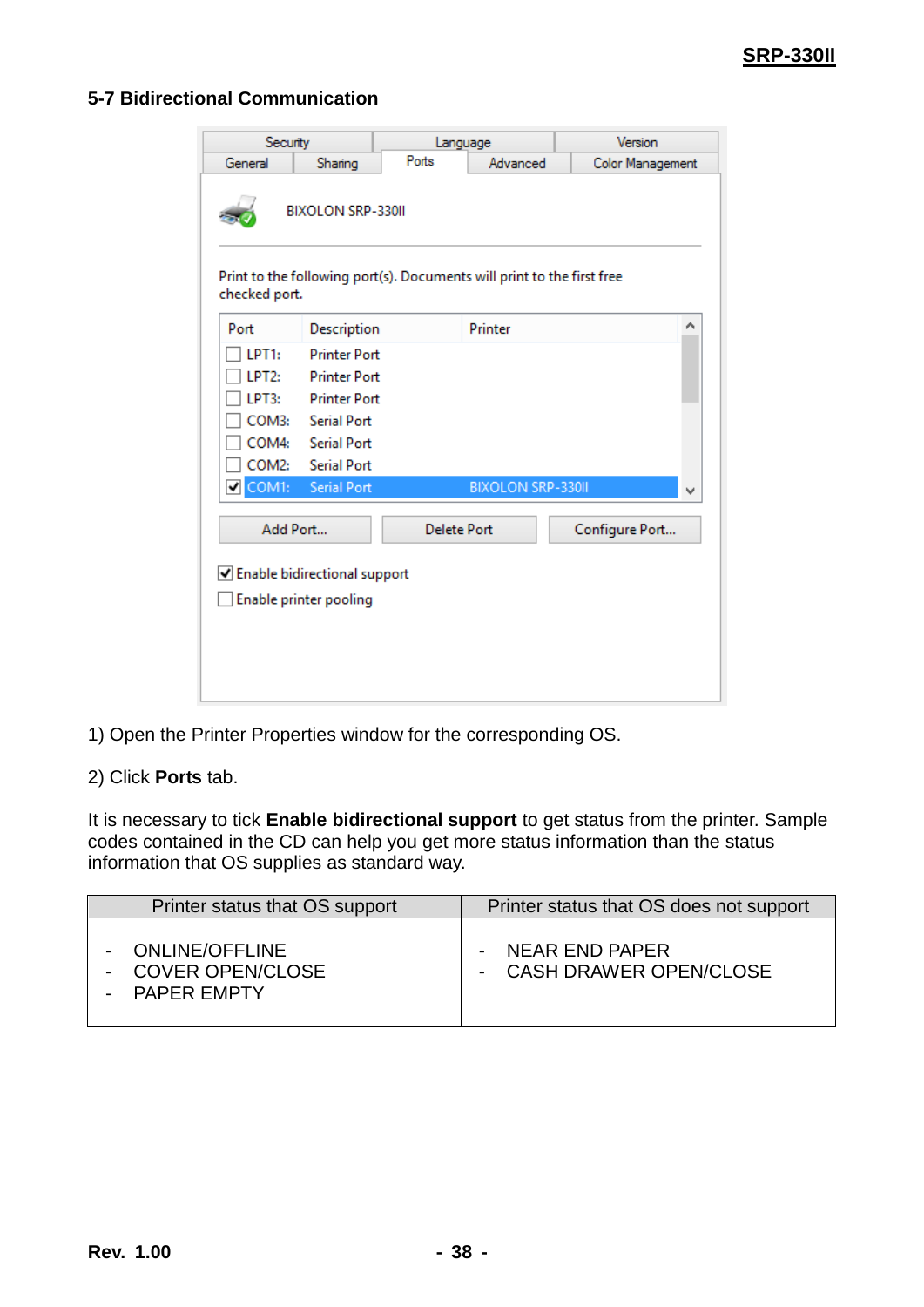## 5-7 Bidirectional Communication

1) Open the Printer Properties window for the corresponding OS.

2) Click **Ports** tab.

It is necessary to tick **Enable bidirectional support** to get status from the printer. Sample codes contained in the CD can help you get more status information than the status information that OS supplies as standard way.

| Printer status that OS support | Printer status that OS does not support |
|---|---|
| - ONLINE/OFFLINE<br>- COVER OPEN/CLOSE<br>- PAPER EMPTY | - NEAR END PAPER<br>- CASH DRAWER OPEN/CLOSE |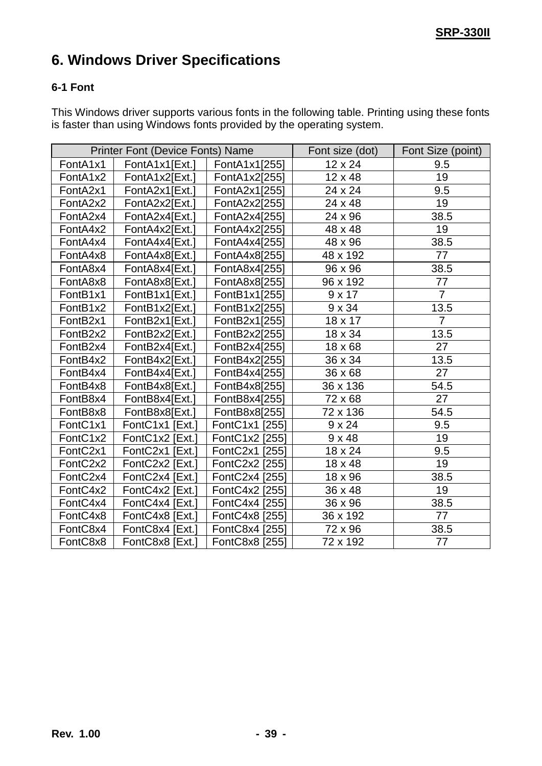# 6. Windows Driver Specifications

### 6-1 Font

This Windows driver supports various fonts in the following table. Printing using these fonts is faster than using Windows fonts provided by the operating system.

| Printer Font (Device Fonts) Name | | | Font size (dot) | Font Size (point) |
|---|---|---|---|---|
| FontA1x1 | FontA1x1[Ext.] | FontA1x1[255] | 12 x 24 | 9.5 |
| FontA1x2 | FontA1x2[Ext.] | FontA1x2[255] | 12 x 48 | 19 |
| FontA2x1 | FontA2x1[Ext.] | FontA2x1[255] | 24 x 24 | 9.5 |
| FontA2x2 | FontA2x2[Ext.] | FontA2x2[255] | 24 x 48 | 19 |
| FontA2x4 | FontA2x4[Ext.] | FontA2x4[255] | 24 x 96 | 38.5 |
| FontA4x2 | FontA4x2[Ext.] | FontA4x2[255] | 48 x 48 | 19 |
| FontA4x4 | FontA4x4[Ext.] | FontA4x4[255] | 48 x 96 | 38.5 |
| FontA4x8 | FontA4x8[Ext.] | FontA4x8[255] | 48 x 192 | 77 |
| FontA8x4 | FontA8x4[Ext.] | FontA8x4[255] | 96 x 96 | 38.5 |
| FontA8x8 | FontA8x8[Ext.] | FontA8x8[255] | 96 x 192 | 77 |
| FontB1x1 | FontB1x1[Ext.] | FontB1x1[255] | 9 x 17 | 7 |
| FontB1x2 | FontB1x2[Ext.] | FontB1x2[255] | 9 x 34 | 13.5 |
| FontB2x1 | FontB2x1[Ext.] | FontB2x1[255] | 18 x 17 | 7 |
| FontB2x2 | FontB2x2[Ext.] | FontB2x2[255] | 18 x 34 | 13.5 |
| FontB2x4 | FontB2x4[Ext.] | FontB2x4[255] | 18 x 68 | 27 |
| FontB4x2 | FontB4x2[Ext.] | FontB4x2[255] | 36 x 34 | 13.5 |
| FontB4x4 | FontB4x4[Ext.] | FontB4x4[255] | 36 x 68 | 27 |
| FontB4x8 | FontB4x8[Ext.] | FontB4x8[255] | 36 x 136 | 54.5 |
| FontB8x4 | FontB8x4[Ext.] | FontB8x4[255] | 72 x 68 | 27 |
| FontB8x8 | FontB8x8[Ext.] | FontB8x8[255] | 72 x 136 | 54.5 |
| FontC1x1 | FontC1x1 [Ext.] | FontC1x1 [255] | 9 x 24 | 9.5 |
| FontC1x2 | FontC1x2 [Ext.] | FontC1x2 [255] | 9 x 48 | 19 |
| FontC2x1 | FontC2x1 [Ext.] | FontC2x1 [255] | 18 x 24 | 9.5 |
| FontC2x2 | FontC2x2 [Ext.] | FontC2x2 [255] | 18 x 48 | 19 |
| FontC2x4 | FontC2x4 [Ext.] | FontC2x4 [255] | 18 x 96 | 38.5 |
| FontC4x2 | FontC4x2 [Ext.] | FontC4x2 [255] | 36 x 48 | 19 |
| FontC4x4 | FontC4x4 [Ext.] | FontC4x4 [255] | 36 x 96 | 38.5 |
| FontC4x8 | FontC4x8 [Ext.] | FontC4x8 [255] | 36 x 192 | 77 |
| FontC8x4 | FontC8x4 [Ext.] | FontC8x4 [255] | 72 x 96 | 38.5 |
| FontC8x8 | FontC8x8 [Ext.] | FontC8x8 [255] | 72 x 192 | 77 |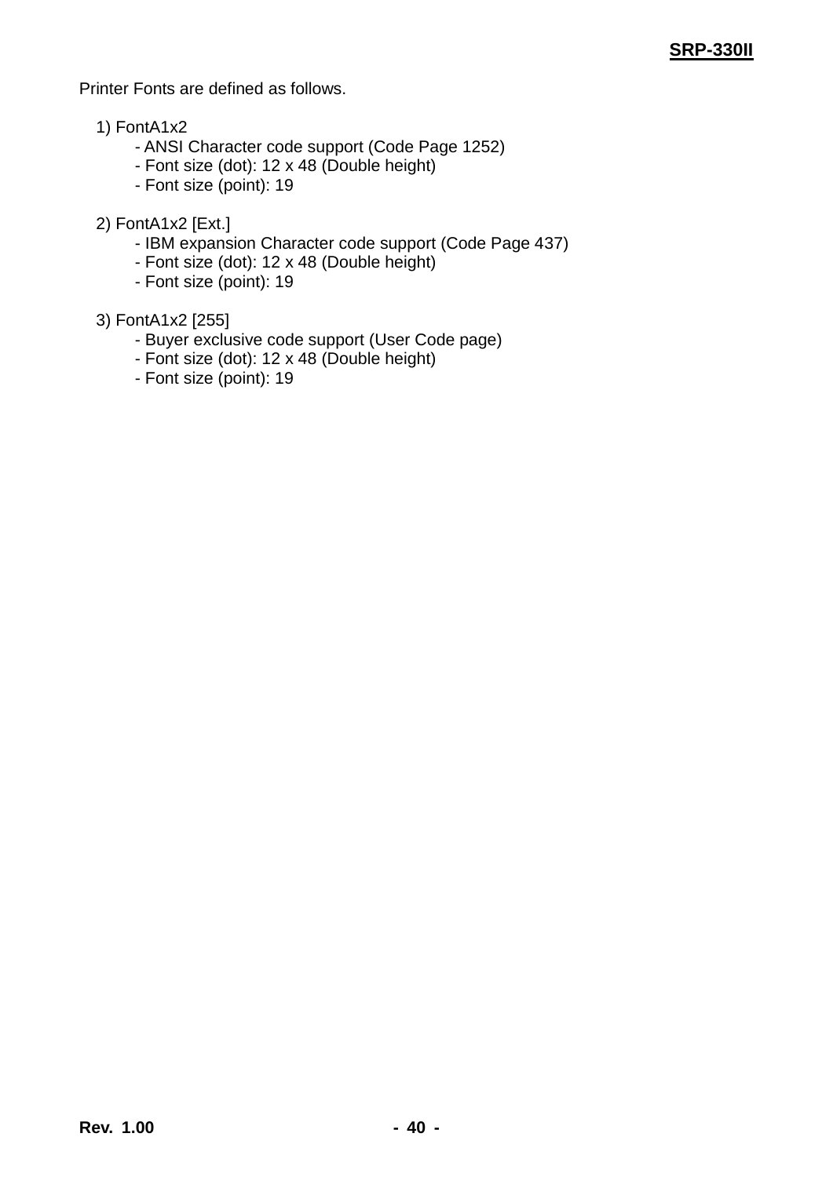Printer Fonts are defined as follows.

1) FontA1x2
   - ANSI Character code support (Code Page 1252)
   - Font size (dot): 12 x 48 (Double height)
   - Font size (point): 19

2) FontA1x2 [Ext.]
   - IBM expansion Character code support (Code Page 437)
   - Font size (dot): 12 x 48 (Double height)
   - Font size (point): 19

3) FontA1x2 [255]
   - Buyer exclusive code support (User Code page)
   - Font size (dot): 12 x 48 (Double height)
   - Font size (point): 19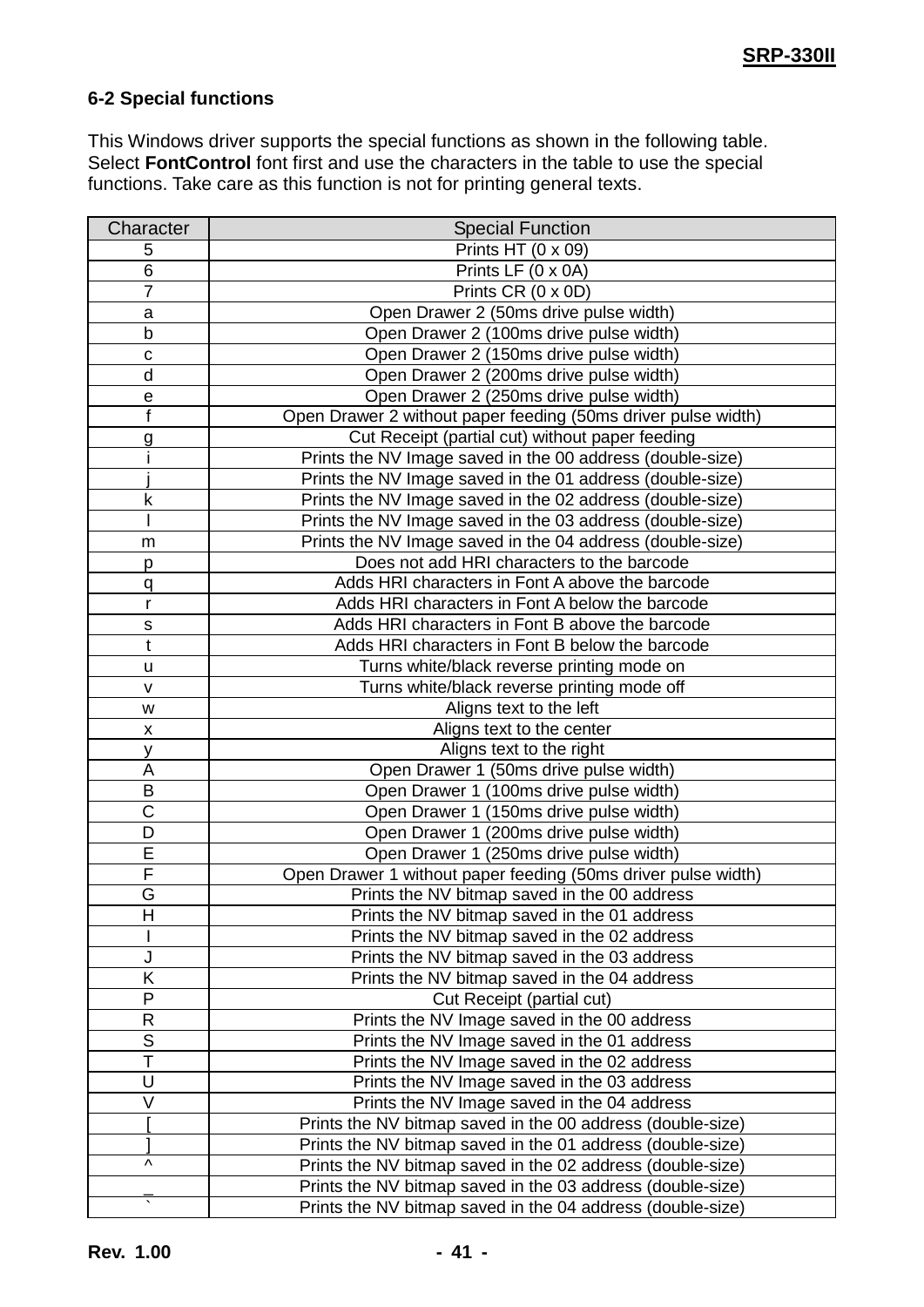### 6-2 Special functions

This Windows driver supports the special functions as shown in the following table. Select **FontControl** font first and use the characters in the table to use the special functions. Take care as this function is not for printing general texts.

| Character | Special Function |
|---|---|
| 5 | Prints HT (0 x 09) |
| 6 | Prints LF (0 x 0A) |
| 7 | Prints CR (0 x 0D) |
| a | Open Drawer 2 (50ms drive pulse width) |
| b | Open Drawer 2 (100ms drive pulse width) |
| c | Open Drawer 2 (150ms drive pulse width) |
| d | Open Drawer 2 (200ms drive pulse width) |
| e | Open Drawer 2 (250ms drive pulse width) |
| f | Open Drawer 2 without paper feeding (50ms driver pulse width) |
| g | Cut Receipt (partial cut) without paper feeding |
| i | Prints the NV Image saved in the 00 address (double-size) |
| j | Prints the NV Image saved in the 01 address (double-size) |
| k | Prints the NV Image saved in the 02 address (double-size) |
| l | Prints the NV Image saved in the 03 address (double-size) |
| m | Prints the NV Image saved in the 04 address (double-size) |
| p | Does not add HRI characters to the barcode |
| q | Adds HRI characters in Font A above the barcode |
| r | Adds HRI characters in Font A below the barcode |
| s | Adds HRI characters in Font B above the barcode |
| t | Adds HRI characters in Font B below the barcode |
| u | Turns white/black reverse printing mode on |
| v | Turns white/black reverse printing mode off |
| w | Aligns text to the left |
| x | Aligns text to the center |
| y | Aligns text to the right |
| A | Open Drawer 1 (50ms drive pulse width) |
| B | Open Drawer 1 (100ms drive pulse width) |
| C | Open Drawer 1 (150ms drive pulse width) |
| D | Open Drawer 1 (200ms drive pulse width) |
| E | Open Drawer 1 (250ms drive pulse width) |
| F | Open Drawer 1 without paper feeding (50ms driver pulse width) |
| G | Prints the NV bitmap saved in the 00 address |
| H | Prints the NV bitmap saved in the 01 address |
| I | Prints the NV bitmap saved in the 02 address |
| J | Prints the NV bitmap saved in the 03 address |
| K | Prints the NV bitmap saved in the 04 address |
| P | Cut Receipt (partial cut) |
| R | Prints the NV Image saved in the 00 address |
| S | Prints the NV Image saved in the 01 address |
| T | Prints the NV Image saved in the 02 address |
| U | Prints the NV Image saved in the 03 address |
| V | Prints the NV Image saved in the 04 address |
| [ | Prints the NV bitmap saved in the 00 address (double-size) |
| ] | Prints the NV bitmap saved in the 01 address (double-size) |
| ^ | Prints the NV bitmap saved in the 02 address (double-size) |
| _ | Prints the NV bitmap saved in the 03 address (double-size) |
| ` | Prints the NV bitmap saved in the 04 address (double-size) |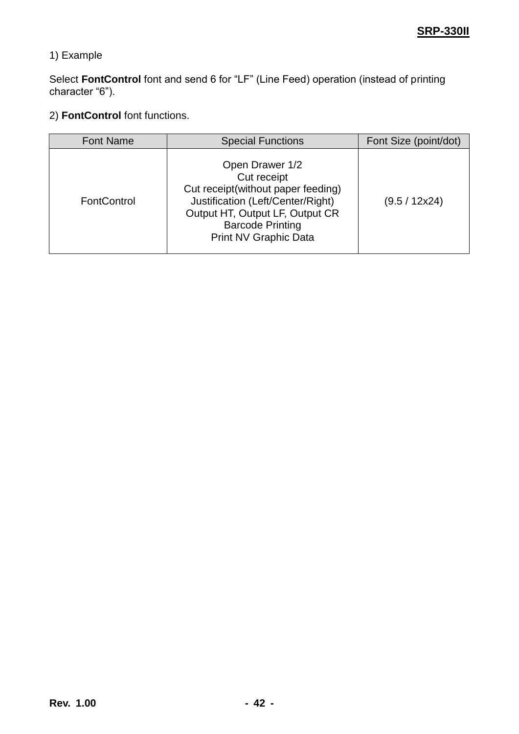1) Example

Select **FontControl** font and send 6 for “LF” (Line Feed) operation (instead of printing character “6”).

2) **FontControl** font functions.

| Font Name | Special Functions | Font Size (point/dot) |
|---|---|---|
| FontControl | Open Drawer 1/2<br>Cut receipt<br>Cut receipt(without paper feeding)<br>Justification (Left/Center/Right)<br>Output HT, Output LF, Output CR<br>Barcode Printing<br>Print NV Graphic Data | (9.5 / 12x24) |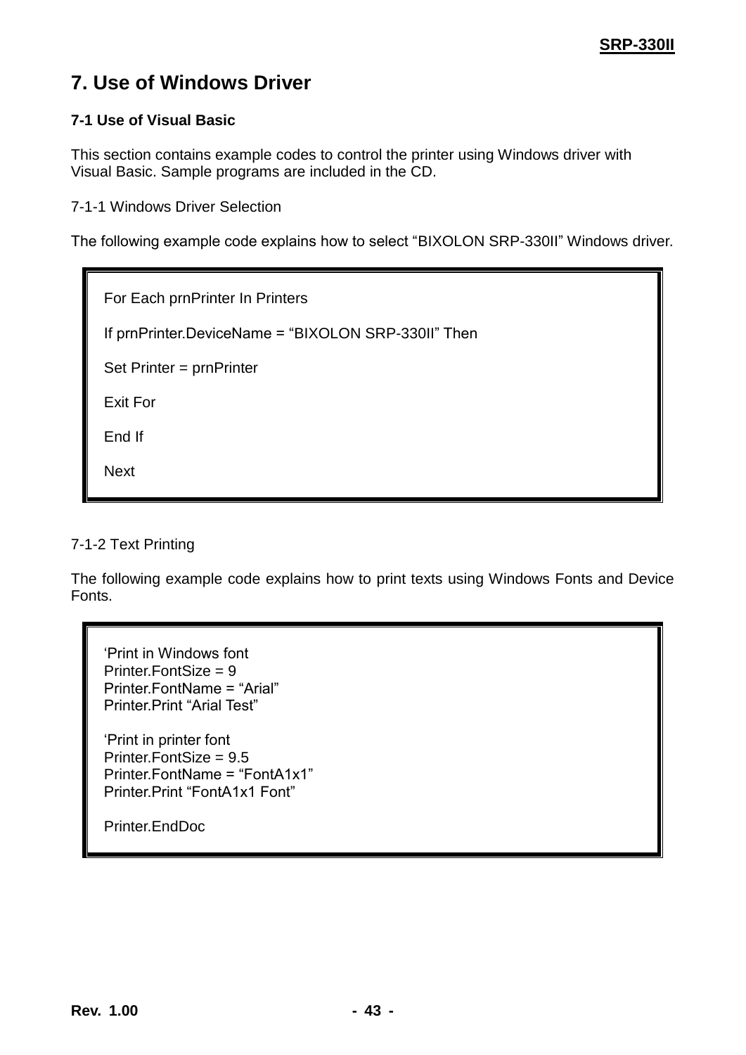# 7. Use of Windows Driver

### 7-1 Use of Visual Basic

This section contains example codes to control the printer using Windows driver with Visual Basic. Sample programs are included in the CD.

7-1-1 Windows Driver Selection

The following example code explains how to select "BIXOLON SRP-330II" Windows driver.

```
For Each prnPrinter In Printers

If prnPrinter.DeviceName = "BIXOLON SRP-330II" Then

Set Printer = prnPrinter

Exit For

End If

Next
```

7-1-2 Text Printing

The following example code explains how to print texts using Windows Fonts and Device Fonts.

```
'Print in Windows font
Printer.FontSize = 9
Printer.FontName = "Arial"
Printer.Print "Arial Test"

'Print in printer font
Printer.FontSize = 9.5
Printer.FontName = "FontA1x1"
Printer.Print "FontA1x1 Font"

Printer.EndDoc
```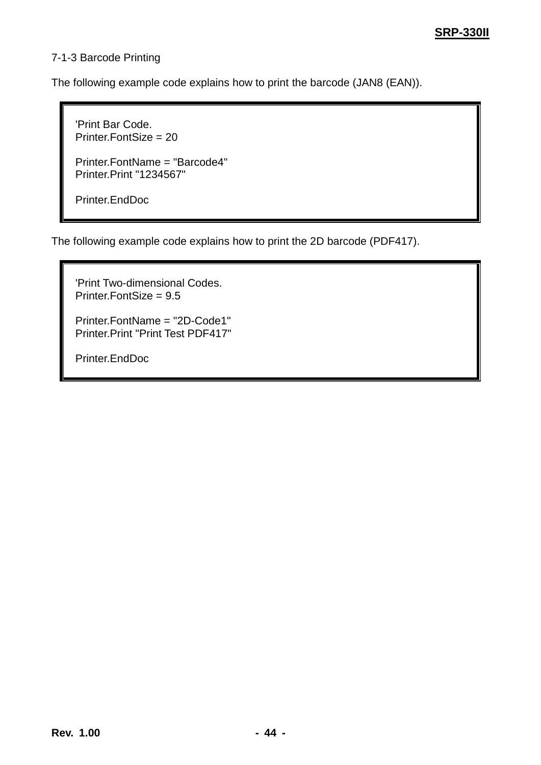7-1-3 Barcode Printing

The following example code explains how to print the barcode (JAN8 (EAN)).

```
'Print Bar Code.
Printer.FontSize = 20

Printer.FontName = "Barcode4"
Printer.Print "1234567"

Printer.EndDoc
```

The following example code explains how to print the 2D barcode (PDF417).

```
'Print Two-dimensional Codes.
Printer.FontSize = 9.5

Printer.FontName = "2D-Code1"
Printer.Print "Print Test PDF417"

Printer.EndDoc
```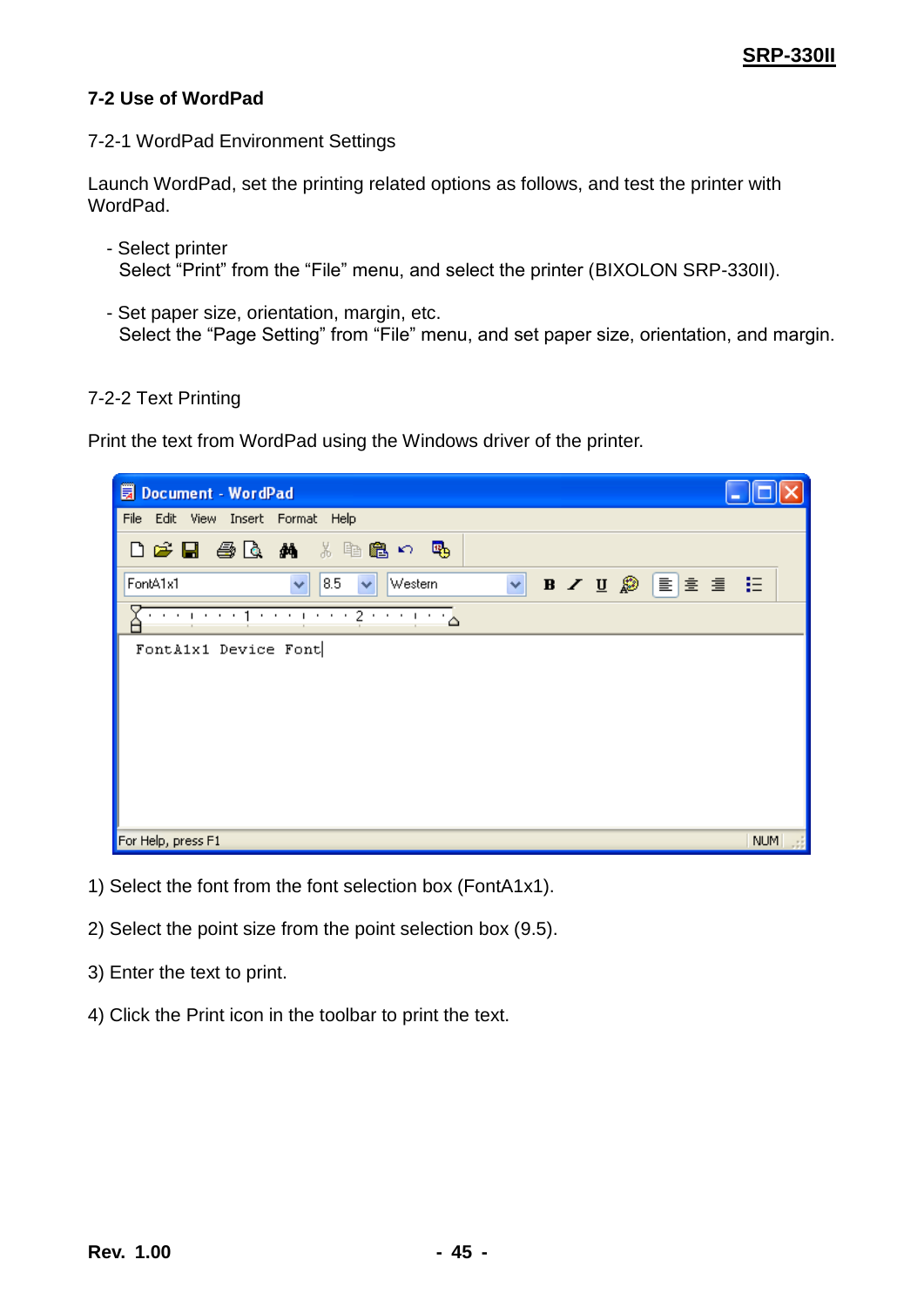## 7-2 Use of WordPad

### 7-2-1 WordPad Environment Settings

Launch WordPad, set the printing related options as follows, and test the printer with WordPad.

- Select printer
  Select "Print" from the "File" menu, and select the printer (BIXOLON SRP-330II).

- Set paper size, orientation, margin, etc.
  Select the "Page Setting" from "File" menu, and set paper size, orientation, and margin.

### 7-2-2 Text Printing

Print the text from WordPad using the Windows driver of the printer.

1) Select the font from the font selection box (FontA1x1).

2) Select the point size from the point selection box (9.5).

3) Enter the text to print.

4) Click the Print icon in the toolbar to print the text.